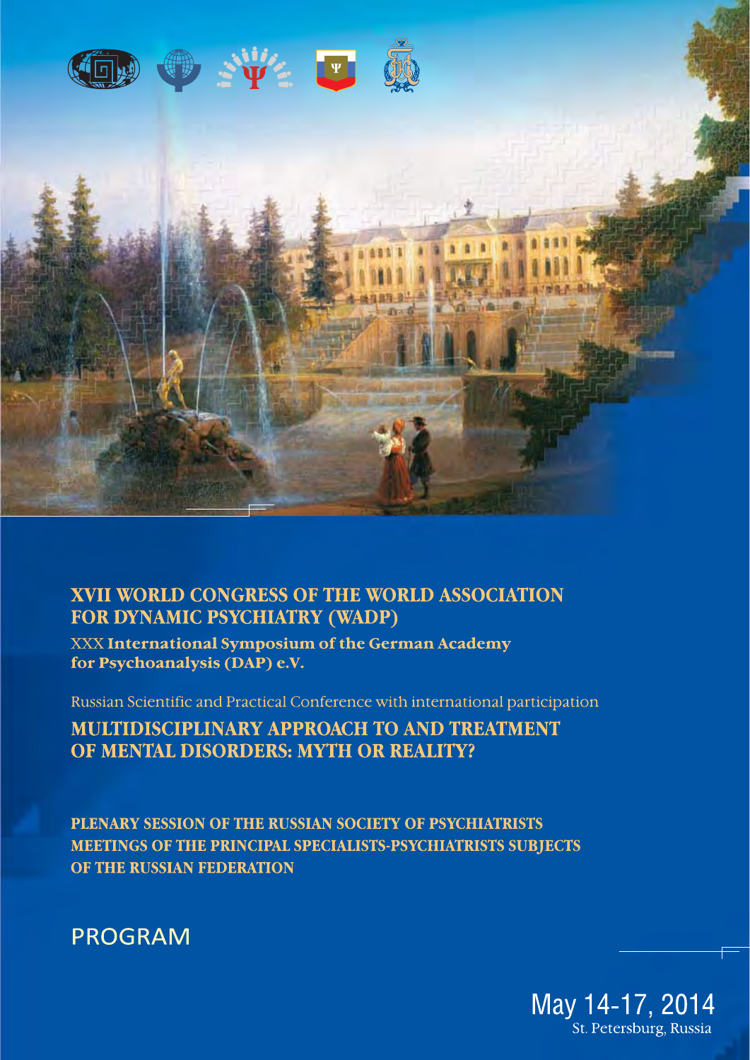# XVII WORLD CONGRESS OF THE WORLD ASSOCIATION FOR DYNAMIC PSYCHIATRY (WADP)

XXX **International Symposium of the German Academy for Psychoanalysis (DAP) e.V.**

Russian Scientific and Practical Conference with international participation

## MULTIDISCIPLINARY APPROACH TO AND TREATMENT OF MENTAL DISORDERS: MYTH OR REALITY?

**PLENARY SESSION OF THE RUSSIAN SOCIETY OF PSYCHIATRISTS**
**MEETINGS OF THE PRINCIPAL SPECIALISTS-PSYCHIATRISTS SUBJECTS OF THE RUSSIAN FEDERATION**

## PROGRAM

May 14-17, 2014
St. Petersburg, Russia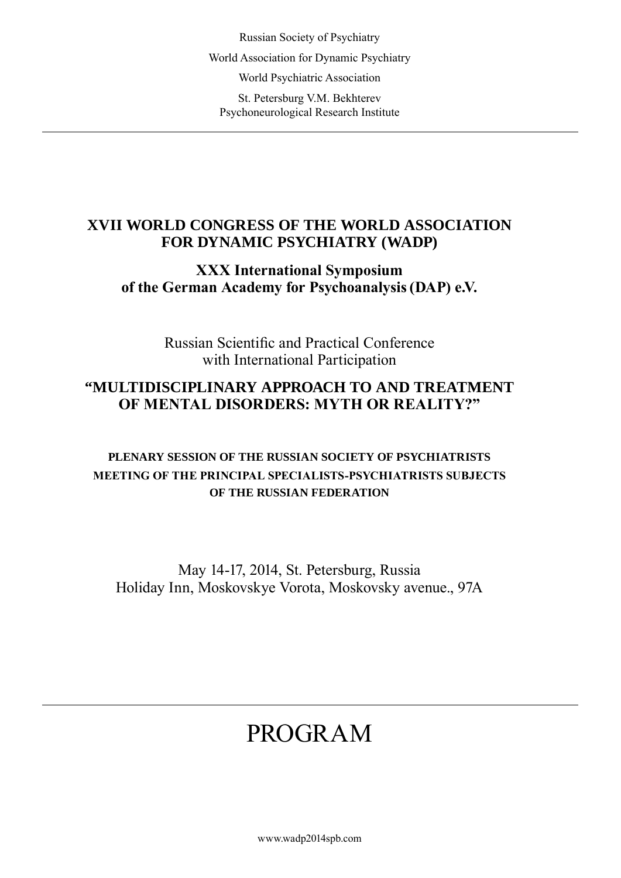Russian Society of Psychiatry

World Association for Dynamic Psychiatry

World Psychiatric Association

St. Petersburg V.M. Bekhterev
Psychoneurological Research Institute

---

# XVII WORLD CONGRESS OF THE WORLD ASSOCIATION FOR DYNAMIC PSYCHIATRY (WADP)

## XXX International Symposium of the German Academy for Psychoanalysis (DAP) e.V.

Russian Scientific and Practical Conference
with International Participation

## "MULTIDISCIPLINARY APPROACH TO AND TREATMENT OF MENTAL DISORDERS: MYTH OR REALITY?"

**PLENARY SESSION OF THE RUSSIAN SOCIETY OF PSYCHIATRISTS**
**MEETING OF THE PRINCIPAL SPECIALISTS-PSYCHIATRISTS SUBJECTS OF THE RUSSIAN FEDERATION**

May 14-17, 2014, St. Petersburg, Russia
Holiday Inn, Moskovskye Vorota, Moskovsky avenue., 97A

---

# PROGRAM

www.wadp2014spb.com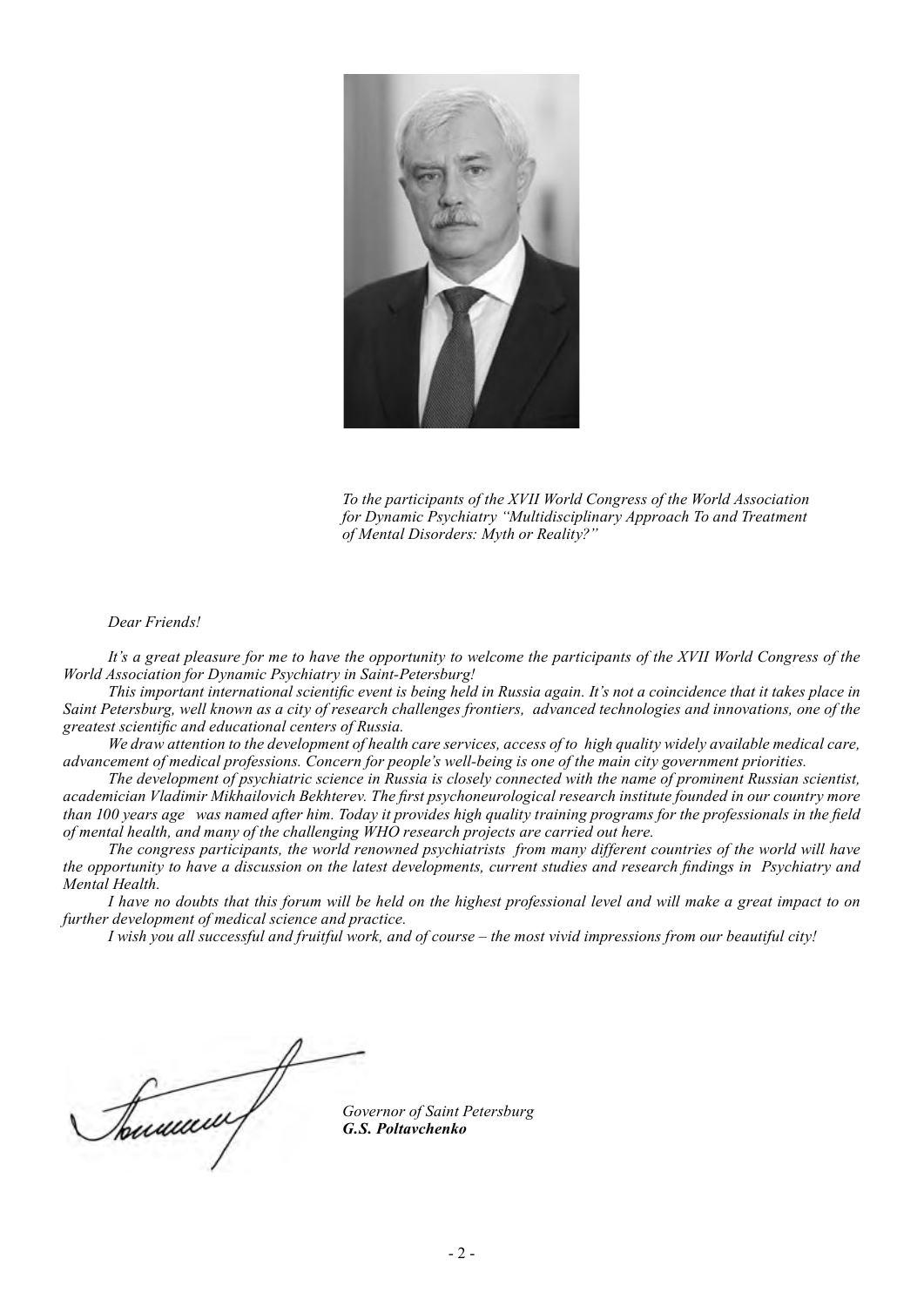*To the participants of the XVII World Congress of the World Association for Dynamic Psychiatry "Multidisciplinary Approach To and Treatment of Mental Disorders: Myth or Reality?"*

*Dear Friends!*

*It's a great pleasure for me to have the opportunity to welcome the participants of the XVII World Congress of the World Association for Dynamic Psychiatry in Saint-Petersburg!*

*This important international scientific event is being held in Russia again. It's not a coincidence that it takes place in Saint Petersburg, well known as a city of research challenges frontiers, advanced technologies and innovations, one of the greatest scientific and educational centers of Russia.*

*We draw attention to the development of health care services, access of to high quality widely available medical care, advancement of medical professions. Concern for people's well-being is one of the main city government priorities.*

*The development of psychiatric science in Russia is closely connected with the name of prominent Russian scientist, academician Vladimir Mikhailovich Bekhterev. The first psychoneurological research institute founded in our country more than 100 years age was named after him. Today it provides high quality training programs for the professionals in the field of mental health, and many of the challenging WHO research projects are carried out here.*

*The congress participants, the world renowned psychiatrists from many different countries of the world will have the opportunity to have a discussion on the latest developments, current studies and research findings in Psychiatry and Mental Health.*

*I have no doubts that this forum will be held on the highest professional level and will make a great impact to on further development of medical science and practice.*

*I wish you all successful and fruitful work, and of course – the most vivid impressions from our beautiful city!*

*Governor of Saint Petersburg*
***G.S. Poltavchenko***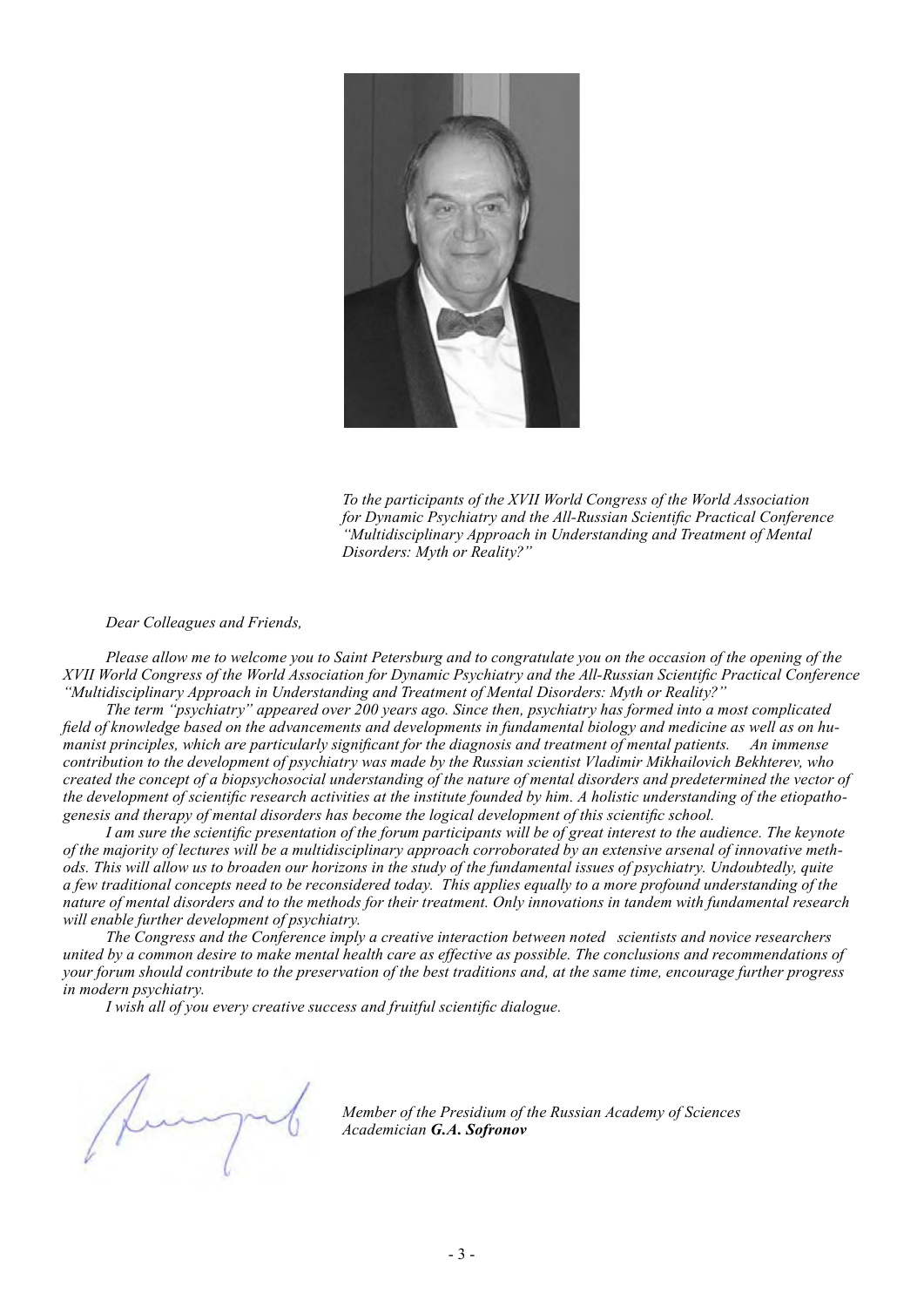*To the participants of the XVII World Congress of the World Association for Dynamic Psychiatry and the All-Russian Scientific Practical Conference "Multidisciplinary Approach in Understanding and Treatment of Mental Disorders: Myth or Reality?"*

*Dear Colleagues and Friends,*

*Please allow me to welcome you to Saint Petersburg and to congratulate you on the occasion of the opening of the XVII World Congress of the World Association for Dynamic Psychiatry and the All-Russian Scientific Practical Conference "Multidisciplinary Approach in Understanding and Treatment of Mental Disorders: Myth or Reality?"*

*The term "psychiatry" appeared over 200 years ago. Since then, psychiatry has formed into a most complicated field of knowledge based on the advancements and developments in fundamental biology and medicine as well as on humanist principles, which are particularly significant for the diagnosis and treatment of mental patients. An immense contribution to the development of psychiatry was made by the Russian scientist Vladimir Mikhailovich Bekhterev, who created the concept of a biopsychosocial understanding of the nature of mental disorders and predetermined the vector of the development of scientific research activities at the institute founded by him. A holistic understanding of the etiopathogenesis and therapy of mental disorders has become the logical development of this scientific school.*

*I am sure the scientific presentation of the forum participants will be of great interest to the audience. The keynote of the majority of lectures will be a multidisciplinary approach corroborated by an extensive arsenal of innovative methods. This will allow us to broaden our horizons in the study of the fundamental issues of psychiatry. Undoubtedly, quite a few traditional concepts need to be reconsidered today. This applies equally to a more profound understanding of the nature of mental disorders and to the methods for their treatment. Only innovations in tandem with fundamental research will enable further development of psychiatry.*

*The Congress and the Conference imply a creative interaction between noted scientists and novice researchers united by a common desire to make mental health care as effective as possible. The conclusions and recommendations of your forum should contribute to the preservation of the best traditions and, at the same time, encourage further progress in modern psychiatry.*

*I wish all of you every creative success and fruitful scientific dialogue.*

*Member of the Presidium of the Russian Academy of Sciences*
*Academician* ***G.A. Sofronov***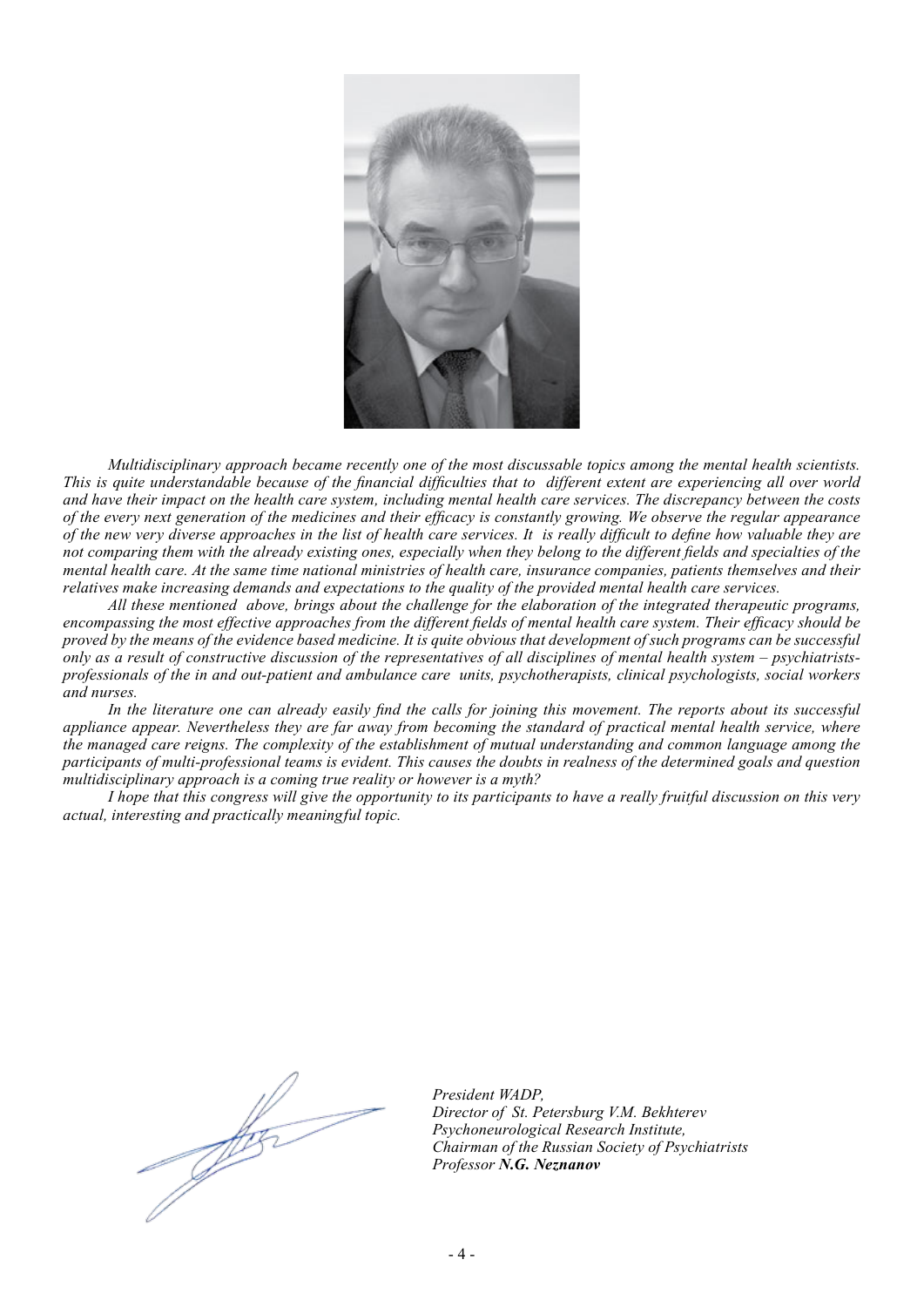*Multidisciplinary approach became recently one of the most discussable topics among the mental health scientists. This is quite understandable because of the financial difficulties that to different extent are experiencing all over world and have their impact on the health care system, including mental health care services. The discrepancy between the costs of the every next generation of the medicines and their efficacy is constantly growing. We observe the regular appearance of the new very diverse approaches in the list of health care services. It is really difficult to define how valuable they are not comparing them with the already existing ones, especially when they belong to the different fields and specialties of the mental health care. At the same time national ministries of health care, insurance companies, patients themselves and their relatives make increasing demands and expectations to the quality of the provided mental health care services.*

*All these mentioned above, brings about the challenge for the elaboration of the integrated therapeutic programs, encompassing the most effective approaches from the different fields of mental health care system. Their efficacy should be proved by the means of the evidence based medicine. It is quite obvious that development of such programs can be successful only as a result of constructive discussion of the representatives of all disciplines of mental health system – psychiatrists-professionals of the in and out-patient and ambulance care units, psychotherapists, clinical psychologists, social workers and nurses.*

*In the literature one can already easily find the calls for joining this movement. The reports about its successful appliance appear. Nevertheless they are far away from becoming the standard of practical mental health service, where the managed care reigns. The complexity of the establishment of mutual understanding and common language among the participants of multi-professional teams is evident. This causes the doubts in realness of the determined goals and question multidisciplinary approach is a coming true reality or however is a myth?*

*I hope that this congress will give the opportunity to its participants to have a really fruitful discussion on this very actual, interesting and practically meaningful topic.*

*President WADP,*
*Director of St. Petersburg V.M. Bekhterev Psychoneurological Research Institute,*
*Chairman of the Russian Society of Psychiatrists*
*Professor* ***N.G. Neznanov***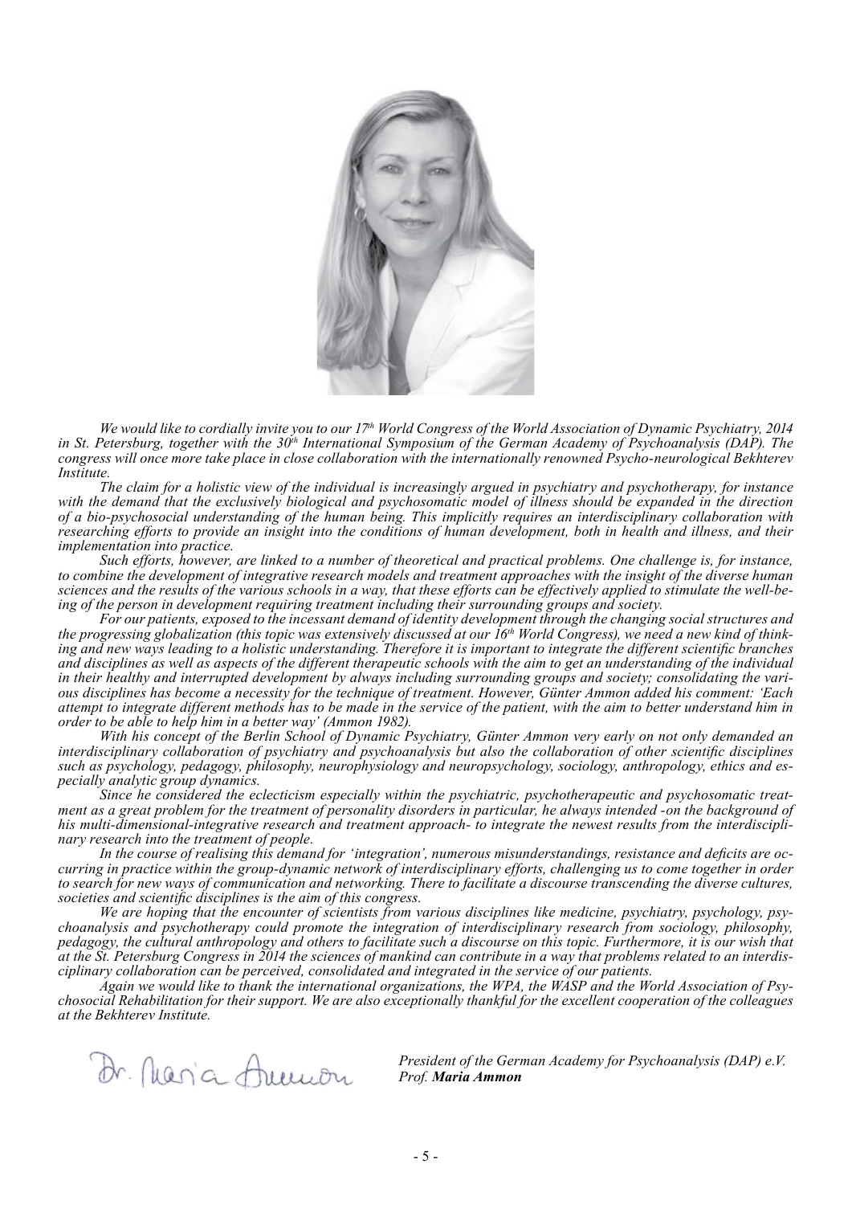*We would like to cordially invite you to our 17th World Congress of the World Association of Dynamic Psychiatry, 2014 in St. Petersburg, together with the 30th International Symposium of the German Academy of Psychoanalysis (DAP). The congress will once more take place in close collaboration with the internationally renowned Psycho-neurological Bekhterev Institute.*

*The claim for a holistic view of the individual is increasingly argued in psychiatry and psychotherapy, for instance with the demand that the exclusively biological and psychosomatic model of illness should be expanded in the direction of a bio-psychosocial understanding of the human being. This implicitly requires an interdisciplinary collaboration with researching efforts to provide an insight into the conditions of human development, both in health and illness, and their implementation into practice.*

*Such efforts, however, are linked to a number of theoretical and practical problems. One challenge is, for instance, to combine the development of integrative research models and treatment approaches with the insight of the diverse human sciences and the results of the various schools in a way, that these efforts can be effectively applied to stimulate the well-being of the person in development requiring treatment including their surrounding groups and society.*

*For our patients, exposed to the incessant demand of identity development through the changing social structures and the progressing globalization (this topic was extensively discussed at our 16th World Congress), we need a new kind of thinking and new ways leading to a holistic understanding. Therefore it is important to integrate the different scientific branches and disciplines as well as aspects of the different therapeutic schools with the aim to get an understanding of the individual in their healthy and interrupted development by always including surrounding groups and society; consolidating the various disciplines has become a necessity for the technique of treatment. However, Günter Ammon added his comment: 'Each attempt to integrate different methods has to be made in the service of the patient, with the aim to better understand him in order to be able to help him in a better way' (Ammon 1982).*

*With his concept of the Berlin School of Dynamic Psychiatry, Günter Ammon very early on not only demanded an interdisciplinary collaboration of psychiatry and psychoanalysis but also the collaboration of other scientific disciplines such as psychology, pedagogy, philosophy, neurophysiology and neuropsychology, sociology, anthropology, ethics and especially analytic group dynamics.*

*Since he considered the eclecticism especially within the psychiatric, psychotherapeutic and psychosomatic treatment as a great problem for the treatment of personality disorders in particular, he always intended -on the background of his multi-dimensional-integrative research and treatment approach- to integrate the newest results from the interdisciplinary research into the treatment of people.*

*In the course of realising this demand for 'integration', numerous misunderstandings, resistance and deficits are occurring in practice within the group-dynamic network of interdisciplinary efforts, challenging us to come together in order to search for new ways of communication and networking. There to facilitate a discourse transcending the diverse cultures, societies and scientific disciplines is the aim of this congress.*

*We are hoping that the encounter of scientists from various disciplines like medicine, psychiatry, psychology, psychoanalysis and psychotherapy could promote the integration of interdisciplinary research from sociology, philosophy, pedagogy, the cultural anthropology and others to facilitate such a discourse on this topic. Furthermore, it is our wish that at the St. Petersburg Congress in 2014 the sciences of mankind can contribute in a way that problems related to an interdisciplinary collaboration can be perceived, consolidated and integrated in the service of our patients.*

*Again we would like to thank the international organizations, the WPA, the WASP and the World Association of Psychosocial Rehabilitation for their support. We are also exceptionally thankful for the excellent cooperation of the colleagues at the Bekhterev Institute.*

Dr. Maria Ammon

*President of the German Academy for Psychoanalysis (DAP) e.V.*
*Prof.* ***Maria Ammon***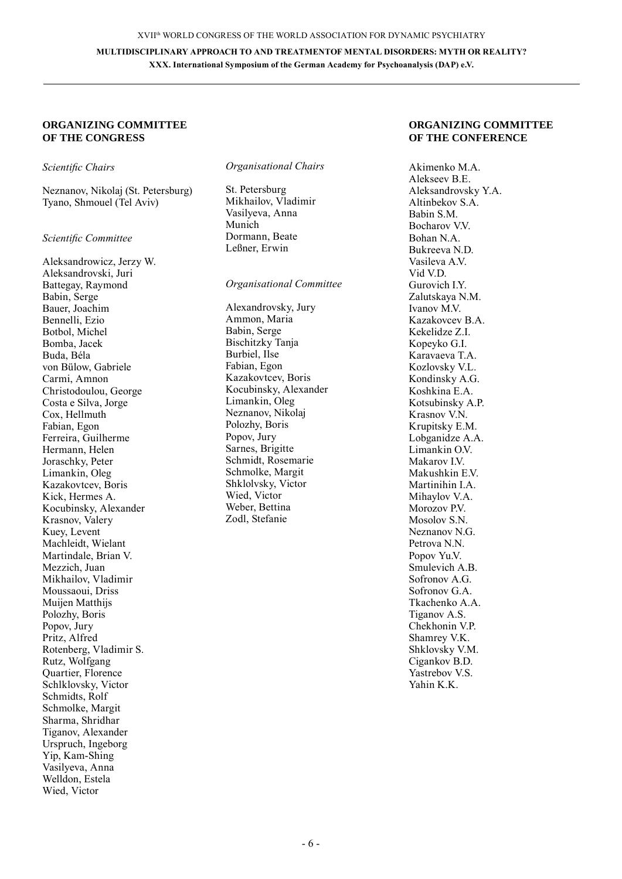## ORGANIZING COMMITTEE OF THE CONGRESS

*Scientific Chairs*

Neznanov, Nikolaj (St. Petersburg)
Tyano, Shmouel (Tel Aviv)

*Scientific Committee*

Aleksandrowicz, Jerzy W.
Aleksandrovski, Juri
Battegay, Raymond
Babin, Serge
Bauer, Joachim
Bennelli, Ezio
Botbol, Michel
Bomba, Jacek
Buda, Béla
von Bülow, Gabriele
Carmi, Amnon
Christodoulou, George
Costa e Silva, Jorge
Cox, Hellmuth
Fabian, Egon
Ferreira, Guilherme
Hermann, Helen
Joraschky, Peter
Limankin, Oleg
Kazakovtcev, Boris
Kick, Hermes A.
Kocubinsky, Alexander
Krasnov, Valery
Kuey, Levent
Machleidt, Wielant
Martindale, Brian V.
Mezzich, Juan
Mikhailov, Vladimir
Moussaoui, Driss
Muijen Matthijs
Polozhy, Boris
Popov, Jury
Pritz, Alfred
Rotenberg, Vladimir S.
Rutz, Wolfgang
Quartier, Florence
Schlklovsky, Victor
Schmidts, Rolf
Schmolke, Margit
Sharma, Shridhar
Tiganov, Alexander
Urspruch, Ingeborg
Yip, Kam-Shing
Vasilyeva, Anna
Welldon, Estela
Wied, Victor

*Organisational Chairs*

St. Petersburg
Mikhailov, Vladimir
Vasilyeva, Anna
Munich
Dormann, Beate
Leßner, Erwin

*Organisational Committee*

Alexandrovsky, Jury
Ammon, Maria
Babin, Serge
Bischitzky Tanja
Burbiel, Ilse
Fabian, Egon
Kazakovtcev, Boris
Kocubinsky, Alexander
Limankin, Oleg
Neznanov, Nikolaj
Polozhy, Boris
Popov, Jury
Sarnes, Brigitte
Schmidt, Rosemarie
Schmolke, Margit
Shklolvsky, Victor
Wied, Victor
Weber, Bettina
Zodl, Stefanie

## ORGANIZING COMMITTEE OF THE CONFERENCE

Akimenko M.A.
Alekseev B.E.
Aleksandrovsky Y.A.
Altinbekov S.A.
Babin S.M.
Bocharov V.V.
Bohan N.A.
Bukreeva N.D.
Vasileva A.V.
Vid V.D.
Gurovich I.Y.
Zalutskaya N.M.
Ivanov M.V.
Kazakovcev B.A.
Kekelidze Z.I.
Kopeyko G.I.
Karavaeva T.A.
Kozlovsky V.L.
Kondinsky A.G.
Koshkina E.A.
Kotsubinsky A.P.
Krasnov V.N.
Krupitsky E.M.
Lobganidze A.A.
Limankin O.V.
Makarov I.V.
Makushkin E.V.
Martinihin I.A.
Mihaylov V.A.
Morozov P.V.
Mosolov S.N.
Neznanov N.G.
Petrova N.N.
Popov Yu.V.
Smulevich A.B.
Sofronov A.G.
Sofronov G.A.
Tkachenko A.A.
Tiganov A.S.
Chekhonin V.P.
Shamrey V.K.
Shklovsky V.M.
Cigankov B.D.
Yastrebov V.S.
Yahin K.K.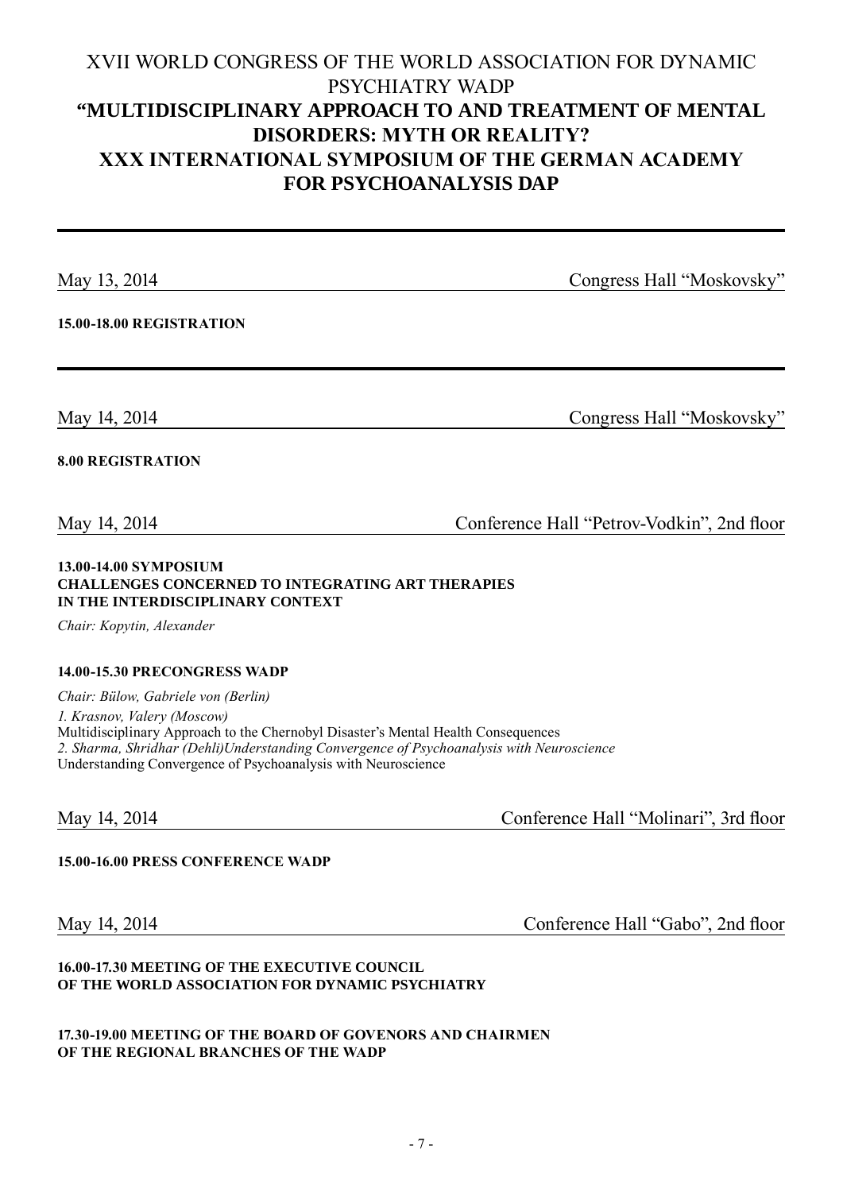# XVII WORLD CONGRESS OF THE WORLD ASSOCIATION FOR DYNAMIC PSYCHIATRY WADP
# "MULTIDISCIPLINARY APPROACH TO AND TREATMENT OF MENTAL DISORDERS: MYTH OR REALITY? XXX INTERNATIONAL SYMPOSIUM OF THE GERMAN ACADEMY FOR PSYCHOANALYSIS DAP

---

May 13, 2014 — Congress Hall "Moskovsky"

**15.00-18.00 REGISTRATION**

---

May 14, 2014 — Congress Hall "Moskovsky"

**8.00 REGISTRATION**

May 14, 2014 — Conference Hall "Petrov-Vodkin", 2nd floor

**13.00-14.00 SYMPOSIUM**
**CHALLENGES CONCERNED TO INTEGRATING ART THERAPIES IN THE INTERDISCIPLINARY CONTEXT**

*Chair: Kopytin, Alexander*

**14.00-15.30 PRECONGRESS WADP**

*Chair: Bülow, Gabriele von (Berlin)*

*1. Krasnov, Valery (Moscow)*
Multidisciplinary Approach to the Chernobyl Disaster's Mental Health Consequences
*2. Sharma, Shridhar (Dehli)Understanding Convergence of Psychoanalysis with Neuroscience*
Understanding Convergence of Psychoanalysis with Neuroscience

May 14, 2014 — Conference Hall "Molinari", 3rd floor

**15.00-16.00 PRESS CONFERENCE WADP**

May 14, 2014 — Conference Hall "Gabo", 2nd floor

**16.00-17.30 MEETING OF THE EXECUTIVE COUNCIL OF THE WORLD ASSOCIATION FOR DYNAMIC PSYCHIATRY**

**17.30-19.00 MEETING OF THE BOARD OF GOVENORS AND CHAIRMEN OF THE REGIONAL BRANCHES OF THE WADP**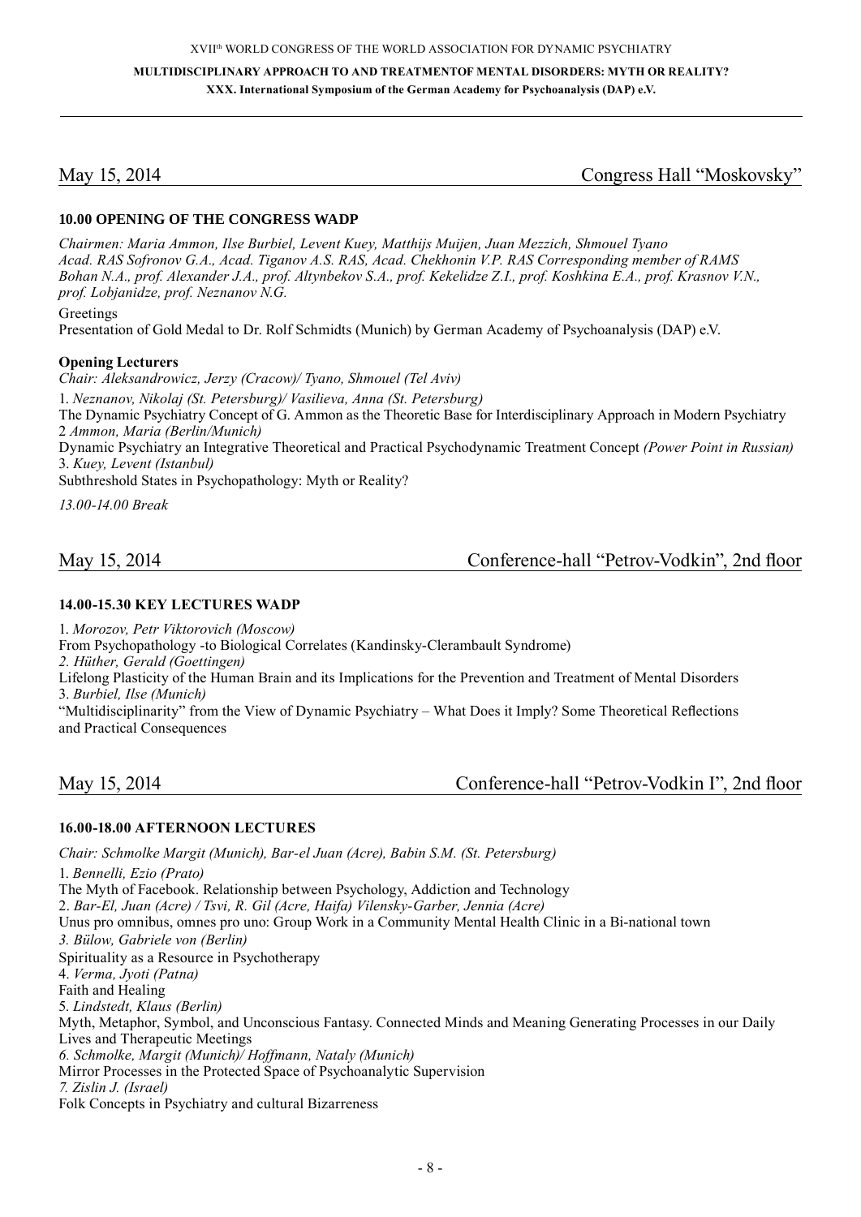## May 15, 2014 — Congress Hall "Moskovsky"

**10.00 OPENING OF THE CONGRESS WADP**

*Chairmen: Maria Ammon, Ilse Burbiel, Levent Kuey, Matthijs Muijen, Juan Mezzich, Shmouel Tyano Acad. RAS Sofronov G.A., Acad. Tiganov A.S. RAS, Acad. Chekhonin V.P. RAS Corresponding member of RAMS Bohan N.A., prof. Alexander J.A., prof. Altynbekov S.A., prof. Kekelidze Z.I., prof. Koshkina E.A., prof. Krasnov V.N., prof. Lobjanidze, prof. Neznanov N.G.*

Greetings

Presentation of Gold Medal to Dr. Rolf Schmidts (Munich) by German Academy of Psychoanalysis (DAP) e.V.

**Opening Lecturers**

*Chair: Aleksandrowicz, Jerzy (Cracow)/ Tyano, Shmouel (Tel Aviv)*

1. *Neznanov, Nikolaj (St. Petersburg)/ Vasilieva, Anna (St. Petersburg)*
The Dynamic Psychiatry Concept of G. Ammon as the Theoretic Base for Interdisciplinary Approach in Modern Psychiatry
2 *Ammon, Maria (Berlin/Munich)*
Dynamic Psychiatry an Integrative Theoretical and Practical Psychodynamic Treatment Concept *(Power Point in Russian)*
3. *Kuey, Levent (Istanbul)*
Subthreshold States in Psychopathology: Myth or Reality?

*13.00-14.00 Break*

## May 15, 2014 — Conference-hall "Petrov-Vodkin", 2nd floor

**14.00-15.30 KEY LECTURES WADP**

1. *Morozov, Petr Viktorovich (Moscow)*
From Psychopathology -to Biological Correlates (Kandinsky-Clerambault Syndrome)
*2. Hüther, Gerald (Goettingen)*
Lifelong Plasticity of the Human Brain and its Implications for the Prevention and Treatment of Mental Disorders
3. *Burbiel, Ilse (Munich)*
"Multidisciplinarity" from the View of Dynamic Psychiatry – What Does it Imply? Some Theoretical Reflections and Practical Consequences

## May 15, 2014 — Conference-hall "Petrov-Vodkin I", 2nd floor

**16.00-18.00 AFTERNOON LECTURES**

*Chair: Schmolke Margit (Munich), Bar-el Juan (Acre), Babin S.M. (St. Petersburg)*

1. *Bennelli, Ezio (Prato)*
The Myth of Facebook. Relationship between Psychology, Addiction and Technology
2. *Bar-El, Juan (Acre) / Tsvi, R. Gil (Acre, Haifa) Vilensky-Garber, Jennia (Acre)*
Unus pro omnibus, omnes pro uno: Group Work in a Community Mental Health Clinic in a Bi-national town
*3. Bülow, Gabriele von (Berlin)*
Spirituality as a Resource in Psychotherapy
4. *Verma, Jyoti (Patna)*
Faith and Healing
5. *Lindstedt, Klaus (Berlin)*
Myth, Metaphor, Symbol, and Unconscious Fantasy. Connected Minds and Meaning Generating Processes in our Daily Lives and Therapeutic Meetings
*6. Schmolke, Margit (Munich)/ Hoffmann, Nataly (Munich)*
Mirror Processes in the Protected Space of Psychoanalytic Supervision
*7. Zislin J. (Israel)*
Folk Concepts in Psychiatry and cultural Bizarreness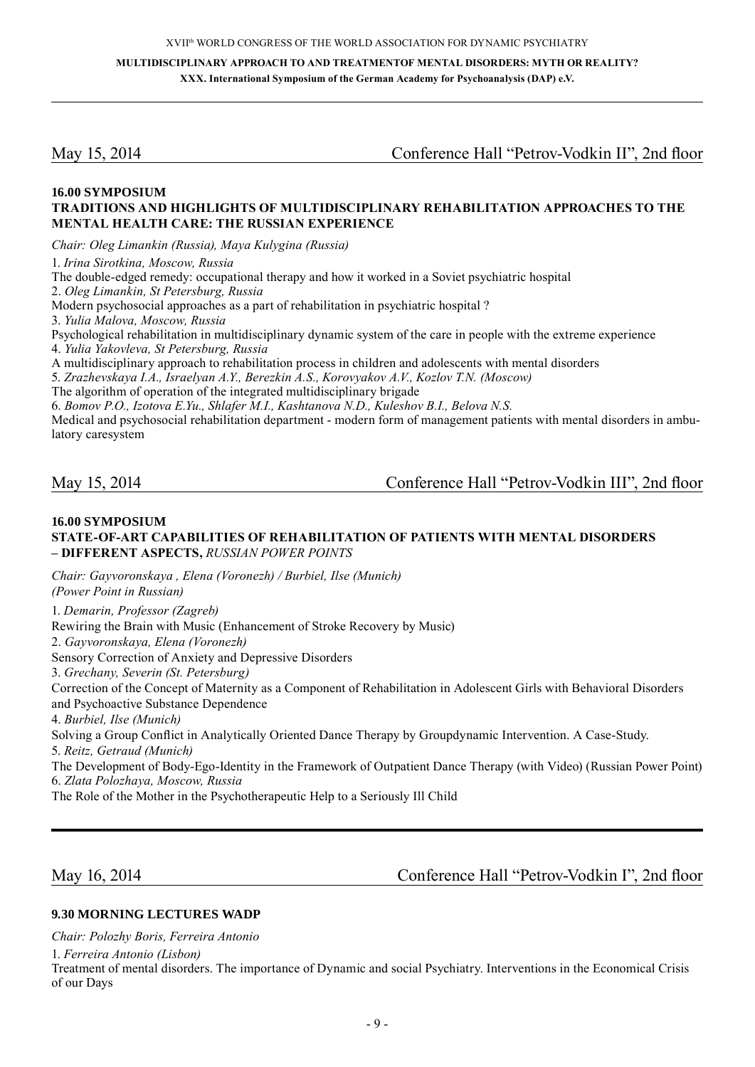## May 15, 2014 — Conference Hall "Petrov-Vodkin II", 2nd floor

### 16.00 SYMPOSIUM
### TRADITIONS AND HIGHLIGHTS OF MULTIDISCIPLINARY REHABILITATION APPROACHES TO THE MENTAL HEALTH CARE: THE RUSSIAN EXPERIENCE

*Chair: Oleg Limankin (Russia), Maya Kulygina (Russia)*

1. *Irina Sirotkina, Moscow, Russia*
The double-edged remedy: occupational therapy and how it worked in a Soviet psychiatric hospital
2. *Oleg Limankin, St Petersburg, Russia*
Modern psychosocial approaches as a part of rehabilitation in psychiatric hospital ?
3. *Yulia Malova, Moscow, Russia*
Psychological rehabilitation in multidisciplinary dynamic system of the care in people with the extreme experience
4. *Yulia Yakovleva, St Petersburg, Russia*
A multidisciplinary approach to rehabilitation process in children and adolescents with mental disorders
5. *Zrazhevskaya I.A., Israelyan A.Y., Berezkin A.S., Korovyakov A.V., Kozlov T.N. (Moscow)*
The algorithm of operation of the integrated multidisciplinary brigade
6. *Bomov P.O., Izotova E.Yu., Shlafer M.I., Kashtanova N.D., Kuleshov B.I., Belova N.S.*
Medical and psychosocial rehabilitation department - modern form of management patients with mental disorders in ambulatory caresystem

## May 15, 2014 — Conference Hall "Petrov-Vodkin III", 2nd floor

### 16.00 SYMPOSIUM
### STATE-OF-ART CAPABILITIES OF REHABILITATION OF PATIENTS WITH MENTAL DISORDERS – DIFFERENT ASPECTS, *RUSSIAN POWER POINTS*

*Chair: Gayvoronskaya , Elena (Voronezh) / Burbiel, Ilse (Munich)*
*(Power Point in Russian)*

1. *Demarin, Professor (Zagreb)*
Rewiring the Brain with Music (Enhancement of Stroke Recovery by Music)
2. *Gayvoronskaya, Elena (Voronezh)*
Sensory Correction of Anxiety and Depressive Disorders
3. *Grechany, Severin (St. Petersburg)*
Correction of the Concept of Maternity as a Component of Rehabilitation in Adolescent Girls with Behavioral Disorders and Psychoactive Substance Dependence
4. *Burbiel, Ilse (Munich)*
Solving a Group Conflict in Analytically Oriented Dance Therapy by Groupdynamic Intervention. A Case-Study.
5. *Reitz, Getraud (Munich)*
The Development of Body-Ego-Identity in the Framework of Outpatient Dance Therapy (with Video) (Russian Power Point)
6. *Zlata Polozhaya, Moscow, Russia*
The Role of the Mother in the Psychotherapeutic Help to a Seriously Ill Child

## May 16, 2014 — Conference Hall "Petrov-Vodkin I", 2nd floor

### 9.30 MORNING LECTURES WADP

*Chair: Polozhy Boris, Ferreira Antonio*

1. *Ferreira Antonio (Lisbon)*
Treatment of mental disorders. The importance of Dynamic and social Psychiatry. Interventions in the Economical Crisis of our Days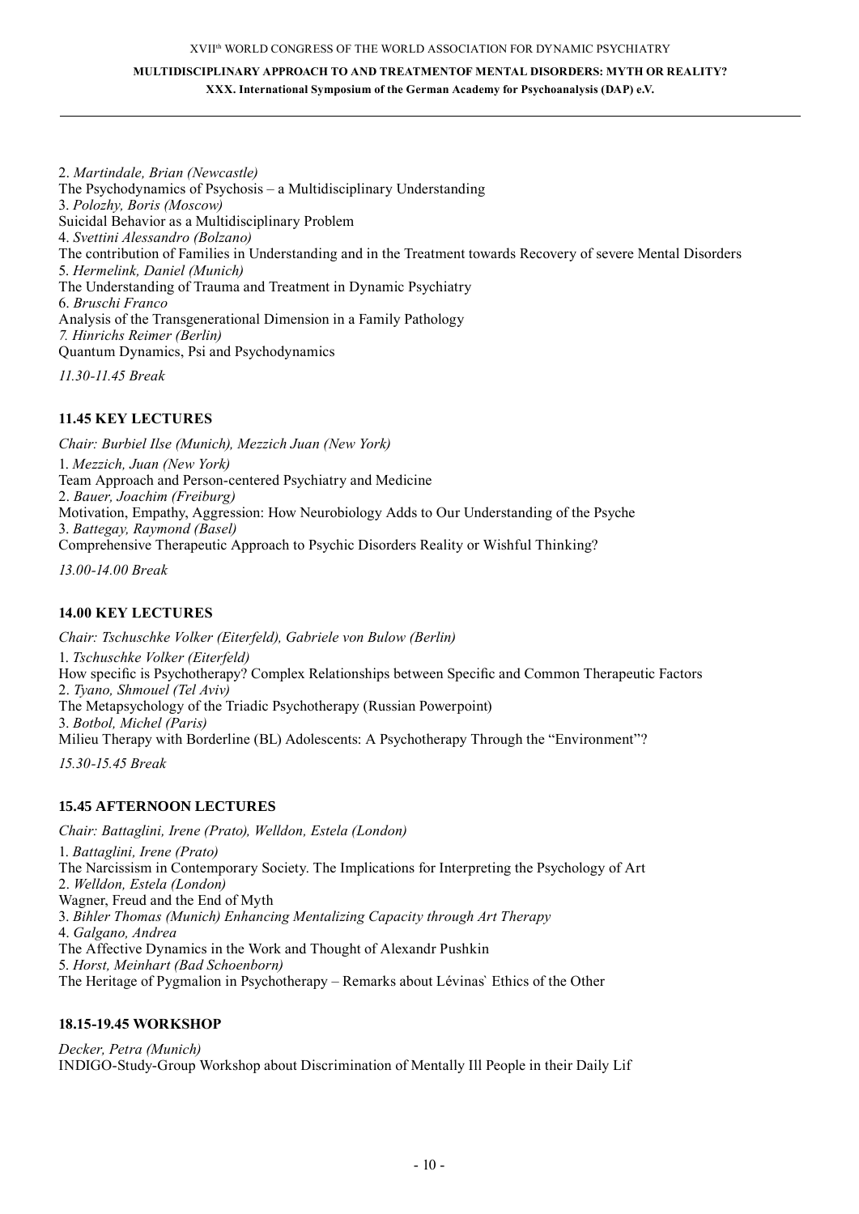2. *Martindale, Brian (Newcastle)*
The Psychodynamics of Psychosis – a Multidisciplinary Understanding
3. *Polozhy, Boris (Moscow)*
Suicidal Behavior as a Multidisciplinary Problem
4. *Svettini Alessandro (Bolzano)*
The contribution of Families in Understanding and in the Treatment towards Recovery of severe Mental Disorders
5. *Hermelink, Daniel (Munich)*
The Understanding of Trauma and Treatment in Dynamic Psychiatry
6. *Bruschi Franco*
Analysis of the Transgenerational Dimension in a Family Pathology
*7. Hinrichs Reimer (Berlin)*
Quantum Dynamics, Psi and Psychodynamics

*11.30-11.45 Break*

### 11.45 KEY LECTURES

*Chair: Burbiel Ilse (Munich), Mezzich Juan (New York)*

1. *Mezzich, Juan (New York)*
Team Approach and Person-centered Psychiatry and Medicine
2. *Bauer, Joachim (Freiburg)*
Motivation, Empathy, Aggression: How Neurobiology Adds to Our Understanding of the Psyche
3. *Battegay, Raymond (Basel)*
Comprehensive Therapeutic Approach to Psychic Disorders Reality or Wishful Thinking?

*13.00-14.00 Break*

### 14.00 KEY LECTURES

*Chair: Tschuschke Volker (Eiterfeld), Gabriele von Bulow (Berlin)*

1. *Tschuschke Volker (Eiterfeld)*
How specific is Psychotherapy? Complex Relationships between Specific and Common Therapeutic Factors
2. *Tyano, Shmouel (Tel Aviv)*
The Metapsychology of the Triadic Psychotherapy (Russian Powerpoint)
3. *Botbol, Michel (Paris)*
Milieu Therapy with Borderline (BL) Adolescents: A Psychotherapy Through the "Environment"?

*15.30-15.45 Break*

### 15.45 AFTERNOON LECTURES

*Chair: Battaglini, Irene (Prato), Welldon, Estela (London)*

1. *Battaglini, Irene (Prato)*
The Narcissism in Contemporary Society. The Implications for Interpreting the Psychology of Art
2. *Welldon, Estela (London)*
Wagner, Freud and the End of Myth
3. *Bihler Thomas (Munich) Enhancing Mentalizing Capacity through Art Therapy*
4. *Galgano, Andrea*
The Affective Dynamics in the Work and Thought of Alexandr Pushkin
5. *Horst, Meinhart (Bad Schoenborn)*
The Heritage of Pygmalion in Psychotherapy – Remarks about Lévinas` Ethics of the Other

### 18.15-19.45 WORKSHOP

*Decker, Petra (Munich)*
INDIGO-Study-Group Workshop about Discrimination of Mentally Ill People in their Daily Lif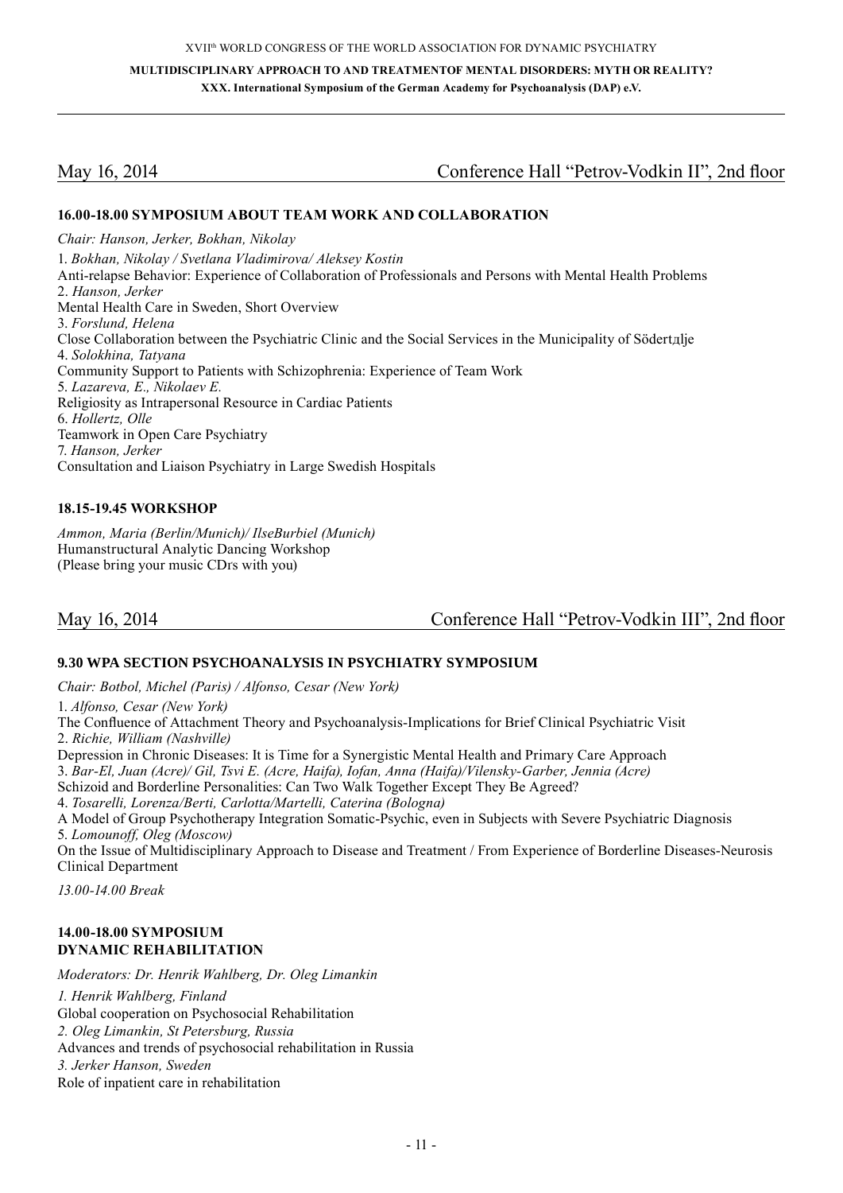## May 16, 2014 — Conference Hall "Petrov-Vodkin II", 2nd floor

### 16.00-18.00 SYMPOSIUM ABOUT TEAM WORK AND COLLABORATION

*Chair: Hanson, Jerker, Bokhan, Nikolay*

1. *Bokhan, Nikolay / Svetlana Vladimirova/ Aleksey Kostin*
Anti-relapse Behavior: Experience of Collaboration of Professionals and Persons with Mental Health Problems
2. *Hanson, Jerker*
Mental Health Care in Sweden, Short Overview
3. *Forslund, Helena*
Close Collaboration between the Psychiatric Clinic and the Social Services in the Municipality of Södertдlje
4. *Solokhina, Tatyana*
Community Support to Patients with Schizophrenia: Experience of Team Work
5. *Lazareva, E., Nikolaev E.*
Religiosity as Intrapersonal Resource in Cardiac Patients
6. *Hollertz, Olle*
Teamwork in Open Care Psychiatry
7. *Hanson, Jerker*
Consultation and Liaison Psychiatry in Large Swedish Hospitals

### 18.15-19.45 WORKSHOP

*Ammon, Maria (Berlin/Munich)/ IlseBurbiel (Munich)*
Humanstructural Analytic Dancing Workshop
(Please bring your music CDrs with you)

## May 16, 2014 — Conference Hall "Petrov-Vodkin III", 2nd floor

### 9.30 WPA SECTION PSYCHOANALYSIS IN PSYCHIATRY SYMPOSIUM

*Chair: Botbol, Michel (Paris) / Alfonso, Cesar (New York)*

1. *Alfonso, Cesar (New York)*
The Confluence of Attachment Theory and Psychoanalysis-Implications for Brief Clinical Psychiatric Visit
2. *Richie, William (Nashville)*
Depression in Chronic Diseases: It is Time for a Synergistic Mental Health and Primary Care Approach
3. *Bar-El, Juan (Acre)/ Gil, Tsvi E. (Acre, Haifa), Iofan, Anna (Haifa)/Vilensky-Garber, Jennia (Acre)*
Schizoid and Borderline Personalities: Can Two Walk Together Except They Be Agreed?
4. *Tosarelli, Lorenza/Berti, Carlotta/Martelli, Caterina (Bologna)*
A Model of Group Psychotherapy Integration Somatic-Psychic, even in Subjects with Severe Psychiatric Diagnosis
5. *Lomounoff, Oleg (Moscow)*
On the Issue of Multidisciplinary Approach to Disease and Treatment / From Experience of Borderline Diseases-Neurosis Clinical Department

*13.00-14.00 Break*

### 14.00-18.00 SYMPOSIUM
### DYNAMIC REHABILITATION

*Moderators: Dr. Henrik Wahlberg, Dr. Oleg Limankin*

1. *Henrik Wahlberg, Finland*
Global cooperation on Psychosocial Rehabilitation
2. *Oleg Limankin, St Petersburg, Russia*
Advances and trends of psychosocial rehabilitation in Russia
3. *Jerker Hanson, Sweden*
Role of inpatient care in rehabilitation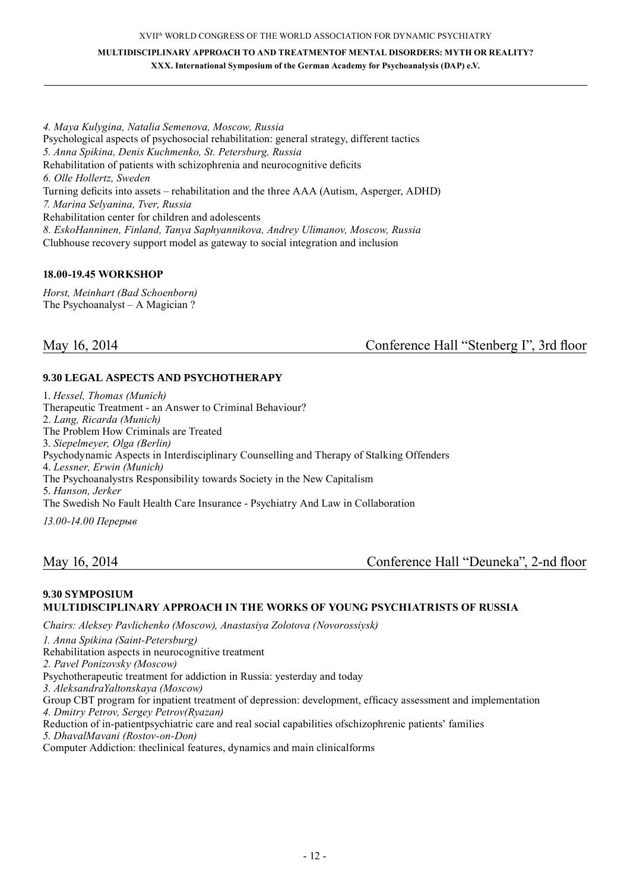*4. Maya Kulygina, Natalia Semenova, Moscow, Russia*
Psychological aspects of psychosocial rehabilitation: general strategy, different tactics
*5. Anna Spikina, Denis Kuchmenko, St. Petersburg, Russia*
Rehabilitation of patients with schizophrenia and neurocognitive deficits
*6. Olle Hollertz, Sweden*
Turning deficits into assets – rehabilitation and the three AAA (Autism, Asperger, ADHD)
*7. Marina Selyanina, Tver, Russia*
Rehabilitation center for children and adolescents
*8. EskoHanninen, Finland, Tanya Saphyannikova, Andrey Ulimanov, Moscow, Russia*
Clubhouse recovery support model as gateway to social integration and inclusion

**18.00-19.45 WORKSHOP**

*Horst, Meinhart (Bad Schoenborn)*
The Psychoanalyst – A Magician ?

## May 16, 2014 — Conference Hall "Stenberg I", 3rd floor

**9.30 LEGAL ASPECTS AND PSYCHOTHERAPY**

1. *Hessel, Thomas (Munich)*
Therapeutic Treatment - an Answer to Criminal Behaviour?
2. *Lang, Ricarda (Munich)*
The Problem How Criminals are Treated
3. *Siepelmeyer, Olga (Berlin)*
Psychodynamic Aspects in Interdisciplinary Counselling and Therapy of Stalking Offenders
4. *Lessner, Erwin (Munich)*
The Psychoanalystrs Responsibility towards Society in the New Capitalism
5. *Hanson, Jerker*
The Swedish No Fault Health Care Insurance - Psychiatry And Law in Collaboration

*13.00-14.00 Перерыв*

## May 16, 2014 — Conference Hall "Deuneka", 2-nd floor

**9.30 SYMPOSIUM**
**MULTIDISCIPLINARY APPROACH IN THE WORKS OF YOUNG PSYCHIATRISTS OF RUSSIA**

*Chairs: Aleksey Pavlichenko (Moscow), Anastasiya Zolotova (Novorossiysk)*

*1. Anna Spikina (Saint-Petersburg)*
Rehabilitation aspects in neurocognitive treatment
*2. Pavel Ponizovsky (Moscow)*
Psychotherapeutic treatment for addiction in Russia: yesterday and today
*3. AleksandraYaltonskaya (Moscow)*
Group CBT program for inpatient treatment of depression: development, efficacy assessment and implementation
*4. Dmitry Petrov, Sergey Petrov(Ryazan)*
Reduction of in-patientpsychiatric care and real social capabilities ofschizophrenic patients' families
*5. DhavalMavani (Rostov-on-Don)*
Computer Addiction: theclinical features, dynamics and main clinicalforms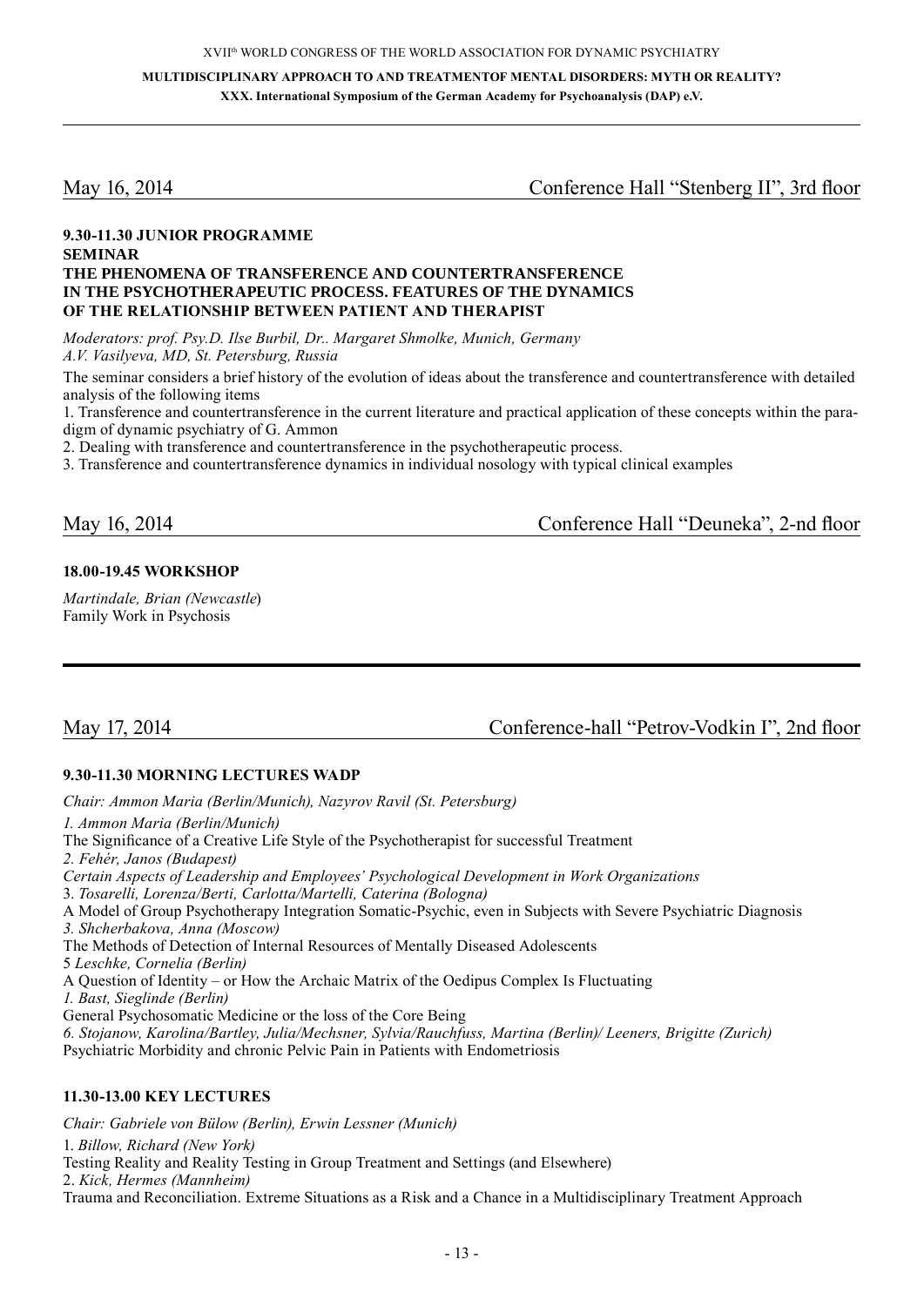May 16, 2014 Conference Hall "Stenberg II", 3rd floor

**9.30-11.30 JUNIOR PROGRAMME**
**SEMINAR**
**THE PHENOMENA OF TRANSFERENCE AND COUNTERTRANSFERENCE IN THE PSYCHOTHERAPEUTIC PROCESS. FEATURES OF THE DYNAMICS OF THE RELATIONSHIP BETWEEN PATIENT AND THERAPIST**

*Moderators: prof. Psy.D. Ilse Burbil, Dr.. Margaret Shmolke, Munich, Germany*
*A.V. Vasilyeva, MD, St. Petersburg, Russia*

The seminar considers a brief history of the evolution of ideas about the transference and countertransference with detailed analysis of the following items

1. Transference and countertransference in the current literature and practical application of these concepts within the paradigm of dynamic psychiatry of G. Ammon
2. Dealing with transference and countertransference in the psychotherapeutic process.
3. Transference and countertransference dynamics in individual nosology with typical clinical examples

May 16, 2014 Conference Hall "Deuneka", 2-nd floor

**18.00-19.45 WORKSHOP**

*Martindale, Brian (Newcastle*)
Family Work in Psychosis

---

May 17, 2014 Conference-hall "Petrov-Vodkin I", 2nd floor

**9.30-11.30 MORNING LECTURES WADP**

*Chair: Ammon Maria (Berlin/Munich), Nazyrov Ravil (St. Petersburg)*

*1. Ammon Maria (Berlin/Munich)*
The Significance of a Creative Life Style of the Psychotherapist for successful Treatment
*2. Fehér, Janos (Budapest)*
*Certain Aspects of Leadership and Employees' Psychological Development in Work Organizations*
3. *Tosarelli, Lorenza/Berti, Carlotta/Martelli, Caterina (Bologna)*
A Model of Group Psychotherapy Integration Somatic-Psychic, even in Subjects with Severe Psychiatric Diagnosis
*3. Shcherbakova, Anna (Moscow)*
The Methods of Detection of Internal Resources of Mentally Diseased Adolescents
5 *Leschke, Cornelia (Berlin)*
A Question of Identity – or How the Archaic Matrix of the Oedipus Complex Is Fluctuating
*1. Bast, Sieglinde (Berlin)*
General Psychosomatic Medicine or the loss of the Core Being
*6. Stojanow, Karolina/Bartley, Julia/Mechsner, Sylvia/Rauchfuss, Martina (Berlin)/ Leeners, Brigitte (Zurich)*
Psychiatric Morbidity and chronic Pelvic Pain in Patients with Endometriosis

**11.30-13.00 KEY LECTURES**

*Chair: Gabriele von Bülow (Berlin), Erwin Lessner (Munich)*

1. *Billow, Richard (New York)*
Testing Reality and Reality Testing in Group Treatment and Settings (and Elsewhere)
2. *Kick, Hermes (Mannheim)*
Trauma and Reconciliation. Extreme Situations as a Risk and a Chance in a Multidisciplinary Treatment Approach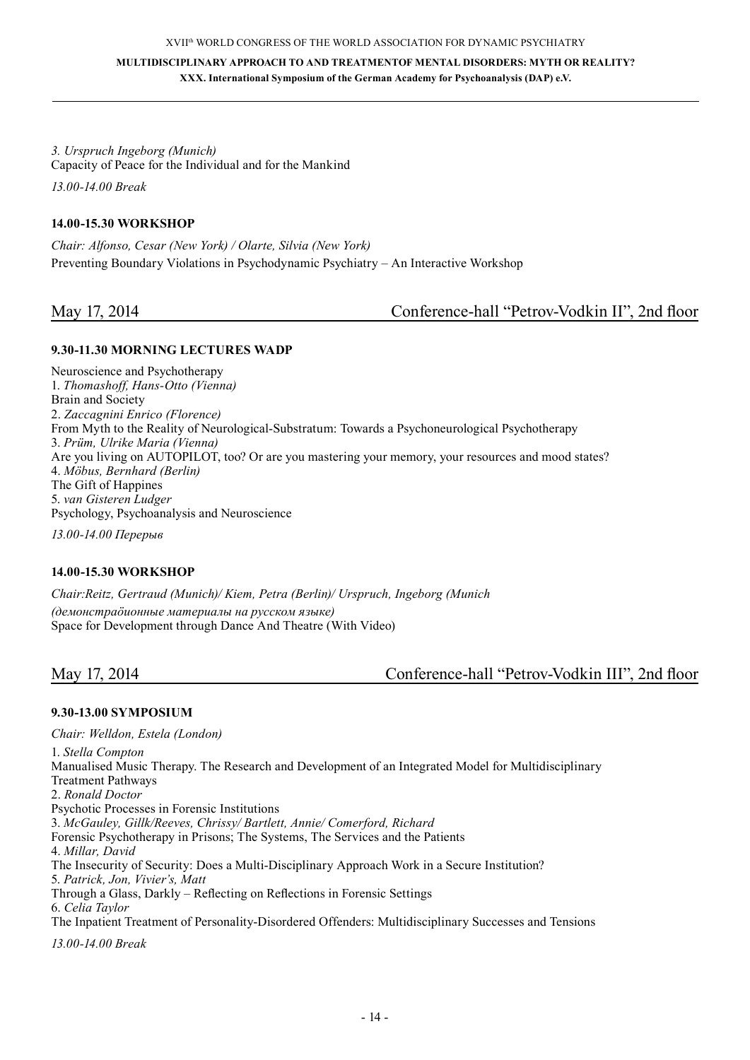*3. Urspruch Ingeborg (Munich)*
Capacity of Peace for the Individual and for the Mankind

*13.00-14.00 Break*

**14.00-15.30 WORKSHOP**

*Chair: Alfonso, Cesar (New York) / Olarte, Silvia (New York)*
Preventing Boundary Violations in Psychodynamic Psychiatry – An Interactive Workshop

## May 17, 2014 — Conference-hall "Petrov-Vodkin II", 2nd floor

**9.30-11.30 MORNING LECTURES WADP**

Neuroscience and Psychotherapy

1. *Thomashoff, Hans-Otto (Vienna)*
Brain and Society
2. *Zaccagnini Enrico (Florence)*
From Myth to the Reality of Neurological-Substratum: Towards a Psychoneurological Psychotherapy
3. *Prüm, Ulrike Maria (Vienna)*
Are you living on AUTOPILOT, too? Or are you mastering your memory, your resources and mood states?
4. *Möbus, Bernhard (Berlin)*
The Gift of Happines
5. *van Gisteren Ludger*
Psychology, Psychoanalysis and Neuroscience

*13.00-14.00 Перерыв*

**14.00-15.30 WORKSHOP**

*Chair:Reitz, Gertraud (Munich)/ Kiem, Petra (Berlin)/ Urspruch, Ingeborg (Munich*
*(демонстраöионные материалы на русском языке)*
Space for Development through Dance And Theatre (With Video)

## May 17, 2014 — Conference-hall "Petrov-Vodkin III", 2nd floor

**9.30-13.00 SYMPOSIUM**

*Chair: Welldon, Estela (London)*

1. *Stella Compton*
Manualised Music Therapy. The Research and Development of an Integrated Model for Multidisciplinary Treatment Pathways
2. *Ronald Doctor*
Psychotic Processes in Forensic Institutions
3. *McGauley, Gillk/Reeves, Chrissy/ Bartlett, Annie/ Comerford, Richard*
Forensic Psychotherapy in Prisons; The Systems, The Services and the Patients
4. *Millar, David*
The Insecurity of Security: Does a Multi-Disciplinary Approach Work in a Secure Institution?
5. *Patrick, Jon, Vivier's, Matt*
Through a Glass, Darkly – Reflecting on Reflections in Forensic Settings
6. *Celia Taylor*
The Inpatient Treatment of Personality-Disordered Offenders: Multidisciplinary Successes and Tensions

*13.00-14.00 Break*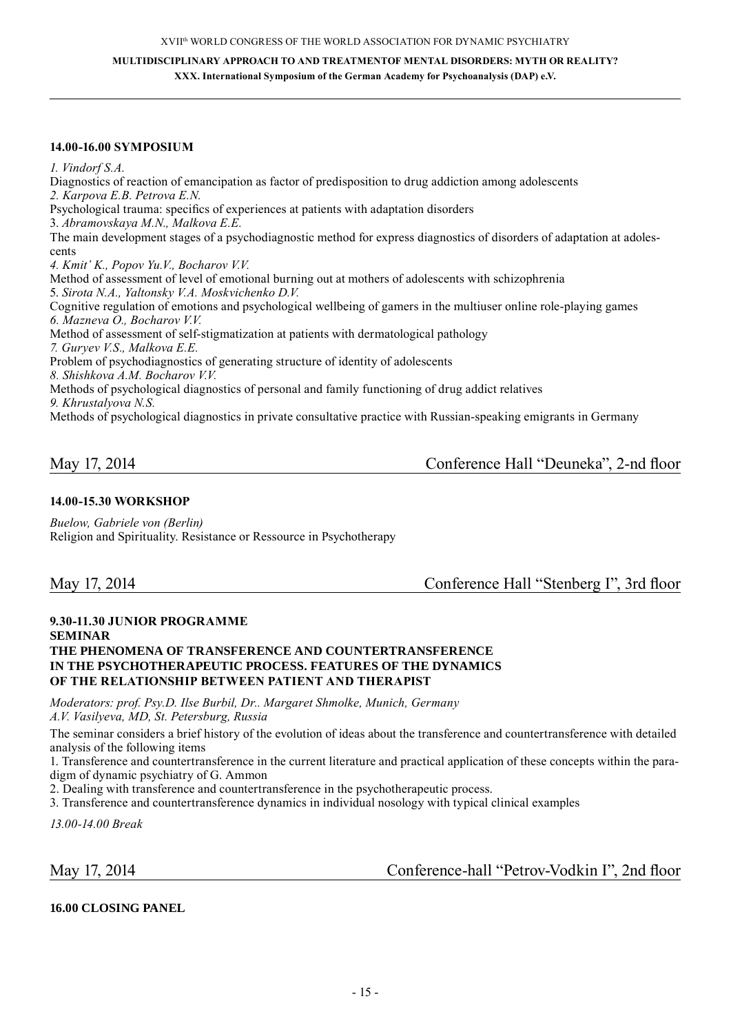**14.00-16.00 SYMPOSIUM**

*1. Vindorf S.A.*
Diagnostics of reaction of emancipation as factor of predisposition to drug addiction among adolescents
*2. Karpova E.B. Petrova E.N.*
Psychological trauma: specifics of experiences at patients with adaptation disorders
3. *Abramovskaya M.N., Malkova E.E.*
The main development stages of a psychodiagnostic method for express diagnostics of disorders of adaptation at adolescents
*4. Kmit' K., Popov Yu.V., Bocharov V.V.*
Method of assessment of level of emotional burning out at mothers of adolescents with schizophrenia
5. *Sirota N.A., Yaltonsky V.A. Moskvichenko D.V.*
Cognitive regulation of emotions and psychological wellbeing of gamers in the multiuser online role-playing games
*6. Mazneva O., Bocharov V.V.*
Method of assessment of self-stigmatization at patients with dermatological pathology
*7. Guryev V.S., Malkova E.E.*
Problem of psychodiagnostics of generating structure of identity of adolescents
*8. Shishkova A.M. Bocharov V.V.*
Methods of psychological diagnostics of personal and family functioning of drug addict relatives
*9. Khrustalyova N.S.*
Methods of psychological diagnostics in private consultative practice with Russian-speaking emigrants in Germany

May 17, 2014 Conference Hall "Deuneka", 2-nd floor

**14.00-15.30 WORKSHOP**

*Buelow, Gabriele von (Berlin)*
Religion and Spirituality. Resistance or Ressource in Psychotherapy

May 17, 2014 Conference Hall "Stenberg I", 3rd floor

**9.30-11.30 JUNIOR PROGRAMME**
**SEMINAR**
**THE PHENOMENA OF TRANSFERENCE AND COUNTERTRANSFERENCE IN THE PSYCHOTHERAPEUTIC PROCESS. FEATURES OF THE DYNAMICS OF THE RELATIONSHIP BETWEEN PATIENT AND THERAPIST**

*Moderators: prof. Psy.D. Ilse Burbil, Dr.. Margaret Shmolke, Munich, Germany*
*A.V. Vasilyeva, MD, St. Petersburg, Russia*

The seminar considers a brief history of the evolution of ideas about the transference and countertransference with detailed analysis of the following items

1. Transference and countertransference in the current literature and practical application of these concepts within the paradigm of dynamic psychiatry of G. Ammon
2. Dealing with transference and countertransference in the psychotherapeutic process.
3. Transference and countertransference dynamics in individual nosology with typical clinical examples

*13.00-14.00 Break*

May 17, 2014 Conference-hall "Petrov-Vodkin I", 2nd floor

**16.00 CLOSING PANEL**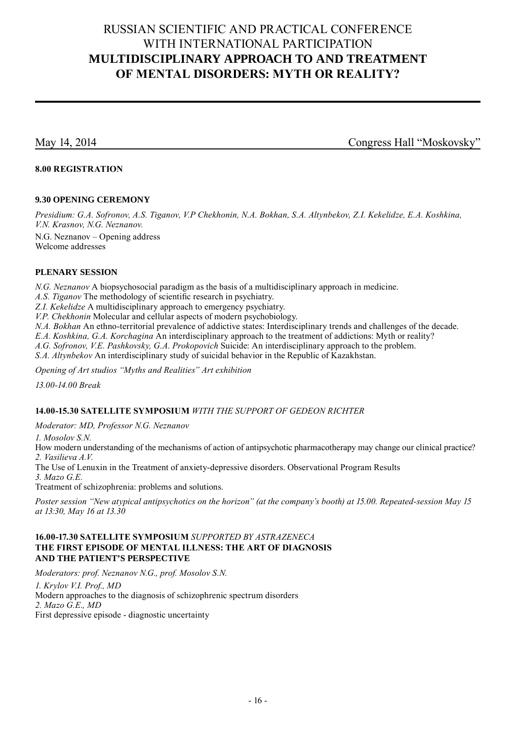# RUSSIAN SCIENTIFIC AND PRACTICAL CONFERENCE WITH INTERNATIONAL PARTICIPATION
# MULTIDISCIPLINARY APPROACH TO AND TREATMENT OF MENTAL DISORDERS: MYTH OR REALITY?

May 14, 2014 Congress Hall "Moskovsky"

**8.00 REGISTRATION**

**9.30 OPENING CEREMONY**

*Presidium: G.A. Sofronov, A.S. Tiganov, V.P Chekhonin, N.A. Bokhan, S.A. Altynbekov, Z.I. Kekelidze, E.A. Koshkina, V.N. Krasnov, N.G. Neznanov.*

N.G. Neznanov – Opening address
Welcome addresses

**PLENARY SESSION**

*N.G. Neznanov* A biopsychosocial paradigm as the basis of a multidisciplinary approach in medicine.
*A.S. Tiganov* The methodology of scientific research in psychiatry.
*Z.I. Kekelidze* A multidisciplinary approach to emergency psychiatry.
*V.P. Chekhonin* Molecular and cellular aspects of modern psychobiology.
*N.A. Bokhan* An ethno-territorial prevalence of addictive states: Interdisciplinary trends and challenges of the decade.
*E.A. Koshkina, G.A. Korchagina* An interdisciplinary approach to the treatment of addictions: Myth or reality?
*A.G. Sofronov, V.E. Pashkovsky, G.A. Prokopovich* Suicide: An interdisciplinary approach to the problem.
*S.A. Altynbekov* An interdisciplinary study of suicidal behavior in the Republic of Kazakhstan.

*Opening of Art studios "Myths and Realities" Art exhibition*

*13.00-14.00 Break*

**14.00-15.30 SATELLITE SYMPOSIUM** *WITH THE SUPPORT OF GEDEON RICHTER*

*Moderator: MD, Professor N.G. Neznanov*

*1. Mosolov S.N.*
How modern understanding of the mechanisms of action of antipsychotic pharmacotherapy may change our clinical practice?
*2. Vasilieva A.V.*
The Use of Lenuxin in the Treatment of anxiety-depressive disorders. Observational Program Results
*3. Mazo G.E.*
Treatment of schizophrenia: problems and solutions.

*Poster session "New atypical antipsychotics on the horizon" (at the company's booth) at 15.00. Repeated-session May 15 at 13:30, May 16 at 13.30*

**16.00-17.30 SATELLITE SYMPOSIUM** *SUPPORTED BY ASTRAZENECA*
**THE FIRST EPISODE OF MENTAL ILLNESS: THE ART OF DIAGNOSIS AND THE PATIENT'S PERSPECTIVE**

*Moderators: prof. Neznanov N.G., prof. Mosolov S.N.*

*1. Krylov V.I. Prof., MD*
Modern approaches to the diagnosis of schizophrenic spectrum disorders
*2. Mazo G.E., MD*
First depressive episode - diagnostic uncertainty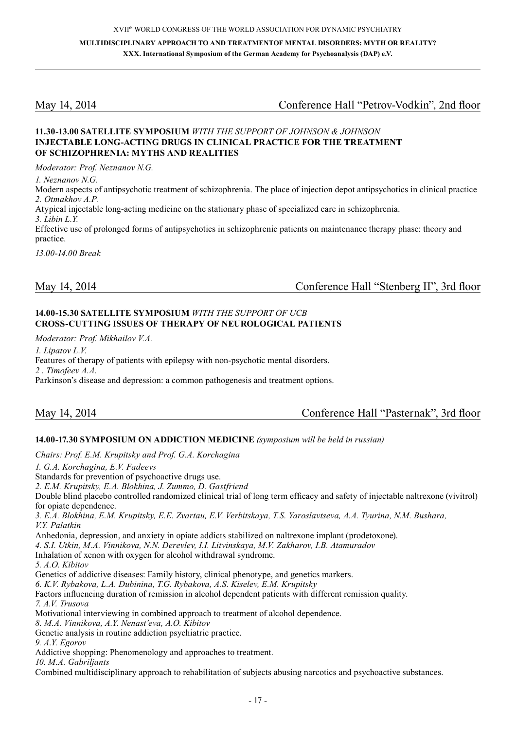May 14, 2014 — Conference Hall "Petrov-Vodkin", 2nd floor

**11.30-13.00 SATELLITE SYMPOSIUM** *WITH THE SUPPORT OF JOHNSON & JOHNSON*
**INJECTABLE LONG-ACTING DRUGS IN CLINICAL PRACTICE FOR THE TREATMENT OF SCHIZOPHRENIA: MYTHS AND REALITIES**

*Moderator: Prof. Neznanov N.G.*

*1. Neznanov N.G.*
Modern aspects of antipsychotic treatment of schizophrenia. The place of injection depot antipsychotics in clinical practice
*2. Otmakhov A.P.*
Atypical injectable long-acting medicine on the stationary phase of specialized care in schizophrenia.
*3. Libin L.Y.*
Effective use of prolonged forms of antipsychotics in schizophrenic patients on maintenance therapy phase: theory and practice.

*13.00-14.00 Break*

May 14, 2014 — Conference Hall "Stenberg II", 3rd floor

**14.00-15.30 SATELLITE SYMPOSIUM** *WITH THE SUPPORT OF UCB*
**CROSS-CUTTING ISSUES OF THERAPY OF NEUROLOGICAL PATIENTS**

*Moderator: Prof. Mikhailov V.A.*

*1. Lipatov L.V.*
Features of therapy of patients with epilepsy with non-psychotic mental disorders.
*2 . Timofeev A.A.*
Parkinson's disease and depression: a common pathogenesis and treatment options.

May 14, 2014 — Conference Hall "Pasternak", 3rd floor

**14.00-17.30 SYMPOSIUM ON ADDICTION MEDICINE** *(symposium will be held in russian)*

*Chairs: Prof. E.M. Krupitsky and Prof. G.A. Korchagina*

*1. G.A. Korchagina, E.V. Fadeevs*
Standards for prevention of psychoactive drugs use.
*2. E.M. Krupitsky, E.A. Blokhina, J. Zummo, D. Gastfriend*
Double blind placebo controlled randomized clinical trial of long term efficacy and safety of injectable naltrexone (vivitrol) for opiate dependence.
*3. E.A. Blokhina, E.M. Krupitsky, E.E. Zvartau, E.V. Verbitskaya, T.S. Yaroslavtseva, A.A. Tyurina, N.M. Bushara, V.Y. Palatkin*
Anhedonia, depression, and anxiety in opiate addicts stabilized on naltrexone implant (prodetoxone).
*4. S.I. Utkin, M.A. Vinnikova, N.N. Derevlev, I.I. Litvinskaya, M.V. Zakharov, I.B. Atamuradov*
Inhalation of xenon with oxygen for alcohol withdrawal syndrome.
*5. A.O. Kibitov*
Genetics of addictive diseases: Family history, clinical phenotype, and genetics markers.
*6. K.V. Rybakova, L.A. Dubinina, T.G. Rybakova, A.S. Kiselev, E.M. Krupitsky*
Factors influencing duration of remission in alcohol dependent patients with different remission quality.
*7. A.V. Trusova*
Motivational interviewing in combined approach to treatment of alcohol dependence.
*8. M.A. Vinnikova, A.Y. Nenast'eva, A.O. Kibitov*
Genetic analysis in routine addiction psychiatric practice.
*9. A.Y. Egorov*
Addictive shopping: Phenomenology and approaches to treatment.
*10. M.A. Gabriljants*
Combined multidisciplinary approach to rehabilitation of subjects abusing narcotics and psychoactive substances.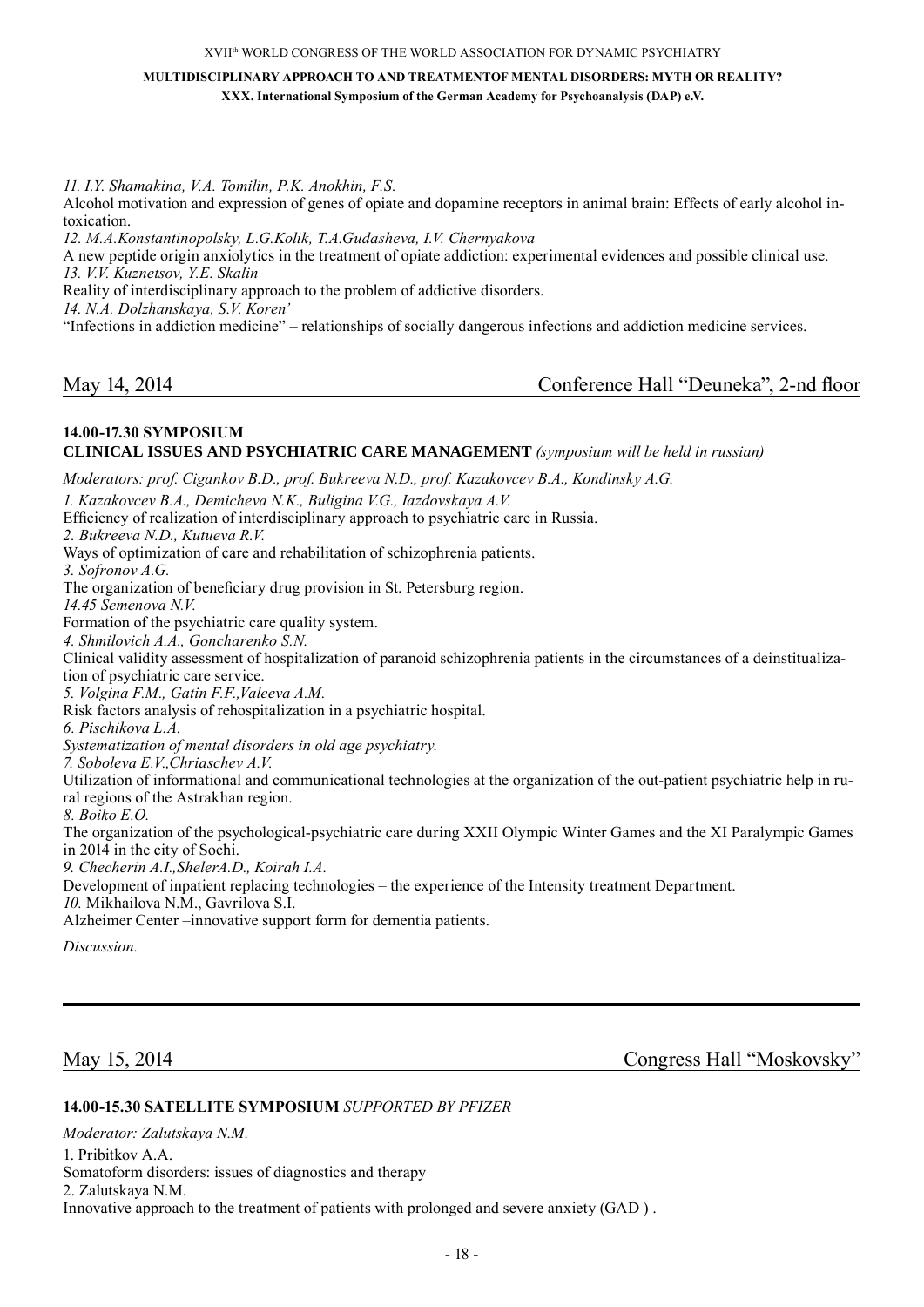*11. I.Y. Shamakina, V.A. Tomilin, P.K. Anokhin, F.S.*

Alcohol motivation and expression of genes of opiate and dopamine receptors in animal brain: Effects of early alcohol intoxication.

*12. M.A.Konstantinopolsky, L.G.Kolik, T.A.Gudasheva, I.V. Chernyakova*

A new peptide origin anxiolytics in the treatment of opiate addiction: experimental evidences and possible clinical use.

*13. V.V. Kuznetsov, Y.E. Skalin*

Reality of interdisciplinary approach to the problem of addictive disorders.

*14. N.A. Dolzhanskaya, S.V. Koren'*

"Infections in addiction medicine" – relationships of socially dangerous infections and addiction medicine services.

## May 14, 2014 — Conference Hall "Deuneka", 2-nd floor

**14.00-17.30 SYMPOSIUM**
**CLINICAL ISSUES AND PSYCHIATRIC CARE MANAGEMENT** *(symposium will be held in russian)*

*Moderators: prof. Cigankov B.D., prof. Bukreeva N.D., prof. Kazakovcev B.A., Kondinsky A.G.*

*1. Kazakovcev B.A., Demicheva N.K., Buligina V.G., Iazdovskaya A.V.*

Efficiency of realization of interdisciplinary approach to psychiatric care in Russia.

*2. Bukreeva N.D., Kutueva R.V.*

Ways of optimization of care and rehabilitation of schizophrenia patients.

*3. Sofronov A.G.*

The organization of beneficiary drug provision in St. Petersburg region.

*14.45 Semenova N.V.*

Formation of the psychiatric care quality system.

*4. Shmilovich A.A., Goncharenko S.N.*

Clinical validity assessment of hospitalization of paranoid schizophrenia patients in the circumstances of a deinstitualization of psychiatric care service.

*5. Volgina F.M., Gatin F.F.,Valeeva A.M.*

Risk factors analysis of rehospitalization in a psychiatric hospital.

*6. Pischikova L.A.*

*Systematization of mental disorders in old age psychiatry.*

*7. Soboleva E.V.,Chriaschev A.V.*

Utilization of informational and communicational technologies at the organization of the out-patient psychiatric help in rural regions of the Astrakhan region.

*8. Boiko E.O.*

The organization of the psychological-psychiatric care during XXII Olympic Winter Games and the XI Paralympic Games in 2014 in the city of Sochi.

*9. Checherin A.I.,ShelerA.D., Koirah I.A.*

Development of inpatient replacing technologies – the experience of the Intensity treatment Department.

*10.* Mikhailova N.M., Gavrilova S.I.

Alzheimer Center –innovative support form for dementia patients.

*Discussion.*

---

## May 15, 2014 — Congress Hall "Moskovsky"

**14.00-15.30 SATELLITE SYMPOSIUM** *SUPPORTED BY PFIZER*

*Moderator: Zalutskaya N.M.*

1. Pribitkov A.A.

Somatoform disorders: issues of diagnostics and therapy

2. Zalutskaya N.M.

Innovative approach to the treatment of patients with prolonged and severe anxiety (GAD ) .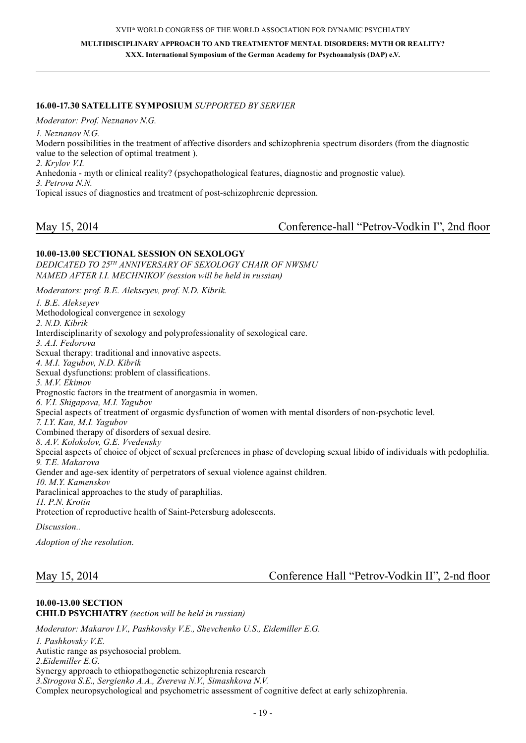**16.00-17.30 SATELLITE SYMPOSIUM** *SUPPORTED BY SERVIER*

*Moderator: Prof. Neznanov N.G.*

*1. Neznanov N.G.*
Modern possibilities in the treatment of affective disorders and schizophrenia spectrum disorders (from the diagnostic value to the selection of optimal treatment ).
*2. Krylov V.I.*
Anhedonia - myth or clinical reality? (psychopathological features, diagnostic and prognostic value).
*3. Petrova N.N.*
Topical issues of diagnostics and treatment of post-schizophrenic depression.

## May 15, 2014 — Conference-hall "Petrov-Vodkin I", 2nd floor

**10.00-13.00 SECTIONAL SESSION ON SEXOLOGY**
*DEDICATED TO 25TH ANNIVERSARY OF SEXOLOGY CHAIR OF NWSMU NAMED AFTER I.I. MECHNIKOV (session will be held in russian)*

*Moderators: prof. B.E. Alekseyev, prof. N.D. Kibrik.*

*1. B.E. Alekseyev*
Methodological convergence in sexology
*2. N.D. Kibrik*
Interdisciplinarity of sexology and polyprofessionality of sexological care.
*3. A.I. Fedorova*
Sexual therapy: traditional and innovative aspects.
*4. M.I. Yagubov, N.D. Kibrik*
Sexual dysfunctions: problem of classifications.
*5. M.V. Ekimov*
Prognostic factors in the treatment of anorgasmia in women.
*6. V.I. Shigapova, M.I. Yagubov*
Special aspects of treatment of orgasmic dysfunction of women with mental disorders of non-psychotic level.
*7. I.Y. Kan, M.I. Yagubov*
Combined therapy of disorders of sexual desire.
*8. A.V. Kolokolov, G.E. Vvedensky*
Special aspects of choice of object of sexual preferences in phase of developing sexual libido of individuals with pedophilia.
*9. T.E. Makarova*
Gender and age-sex identity of perpetrators of sexual violence against children.
*10. M.Y. Kamenskov*
Paraclinical approaches to the study of paraphilias.
*11. P.N. Krotin*
Protection of reproductive health of Saint-Petersburg adolescents.

*Discussion..*

*Adoption of the resolution.*

## May 15, 2014 — Conference Hall "Petrov-Vodkin II", 2-nd floor

**10.00-13.00 SECTION**
**CHILD PSYCHIATRY** *(section will be held in russian)*

*Moderator: Makarov I.V., Pashkovsky V.E., Shevchenko U.S., Eidemiller E.G.*

*1. Pashkovsky V.E.*
Autistic range as psychosocial problem.
*2.Eidemiller E.G.*
Synergy approach to ethiopathogenetic schizophrenia research
*3.Strogova S.E., Sergienko A.A., Zvereva N.V., Simashkova N.V.*
Complex neuropsychological and psychometric assessment of cognitive defect at early schizophrenia.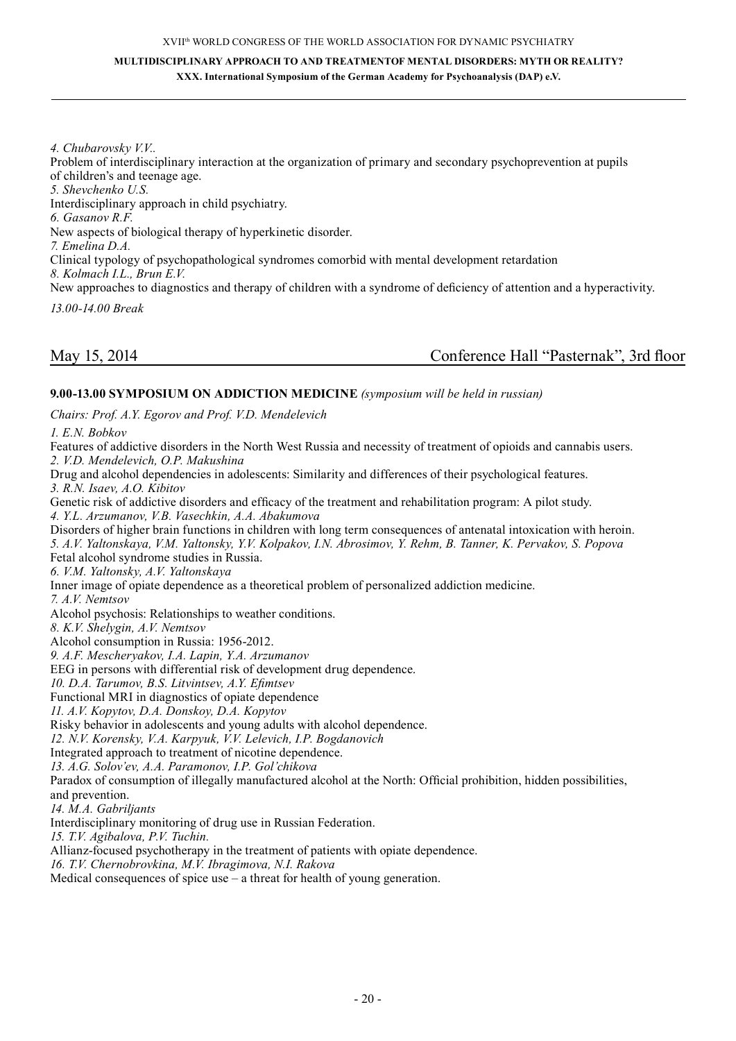*4. Chubarovsky V.V..*
Problem of interdisciplinary interaction at the organization of primary and secondary psychoprevention at pupils of children's and teenage age.
*5. Shevchenko U.S.*
Interdisciplinary approach in child psychiatry.
*6. Gasanov R.F.*
New aspects of biological therapy of hyperkinetic disorder.
*7. Emelina D.A.*
Clinical typology of psychopathological syndromes comorbid with mental development retardation
*8. Kolmach I.L., Brun E.V.*
New approaches to diagnostics and therapy of children with a syndrome of deficiency of attention and a hyperactivity.

*13.00-14.00 Break*

## May 15, 2014 — Conference Hall "Pasternak", 3rd floor

**9.00-13.00 SYMPOSIUM ON ADDICTION MEDICINE** *(symposium will be held in russian)*

*Chairs: Prof. A.Y. Egorov and Prof. V.D. Mendelevich*

*1. E.N. Bobkov*
Features of addictive disorders in the North West Russia and necessity of treatment of opioids and cannabis users.
*2. V.D. Mendelevich, O.P. Makushina*
Drug and alcohol dependencies in adolescents: Similarity and differences of their psychological features.
*3. R.N. Isaev, A.O. Kibitov*
Genetic risk of addictive disorders and efficacy of the treatment and rehabilitation program: A pilot study.
*4. Y.L. Arzumanov, V.B. Vasechkin, A.A. Abakumova*
Disorders of higher brain functions in children with long term consequences of antenatal intoxication with heroin.
*5. A.V. Yaltonskaya, V.M. Yaltonsky, Y.V. Kolpakov, I.N. Abrosimov, Y. Rehm, B. Tanner, K. Pervakov, S. Popova*
Fetal alcohol syndrome studies in Russia.
*6. V.M. Yaltonsky, A.V. Yaltonskaya*
Inner image of opiate dependence as a theoretical problem of personalized addiction medicine.
*7. A.V. Nemtsov*
Alcohol psychosis: Relationships to weather conditions.
*8. K.V. Shelygin, A.V. Nemtsov*
Alcohol consumption in Russia: 1956-2012.
*9. A.F. Mescheryakov, I.A. Lapin, Y.A. Arzumanov*
EEG in persons with differential risk of development drug dependence.
*10. D.A. Tarumov, B.S. Litvintsev, A.Y. Efimtsev*
Functional MRI in diagnostics of opiate dependence
*11. A.V. Kopytov, D.A. Donskoy, D.A. Kopytov*
Risky behavior in adolescents and young adults with alcohol dependence.
*12. N.V. Korensky, V.A. Karpyuk, V.V. Lelevich, I.P. Bogdanovich*
Integrated approach to treatment of nicotine dependence.
*13. A.G. Solov'ev, A.A. Paramonov, I.P. Gol'chikova*
Paradox of consumption of illegally manufactured alcohol at the North: Official prohibition, hidden possibilities, and prevention.
*14. M.A. Gabriljants*
Interdisciplinary monitoring of drug use in Russian Federation.
*15. T.V. Agibalova, P.V. Tuchin.*
Allianz-focused psychotherapy in the treatment of patients with opiate dependence.
*16. T.V. Chernobrovkina, M.V. Ibragimova, N.I. Rakova*
Medical consequences of spice use – a threat for health of young generation.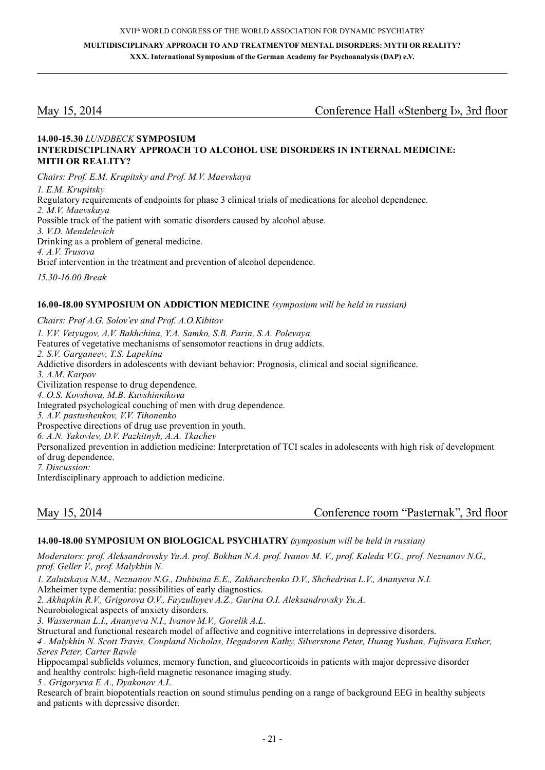## May 15, 2014 — Conference Hall «Stenberg I», 3rd floor

### 14.00-15.30 *LUNDBECK* SYMPOSIUM
### INTERDISCIPLINARY APPROACH TO ALCOHOL USE DISORDERS IN INTERNAL MEDICINE: MITH OR REALITY?

*Chairs: Prof. E.M. Krupitsky and Prof. M.V. Maevskaya*

*1. E.M. Krupitsky*
Regulatory requirements of endpoints for phase 3 clinical trials of medications for alcohol dependence.
*2. M.V. Maevskaya*
Possible track of the patient with somatic disorders caused by alcohol abuse.
*3. V.D. Mendelevich*
Drinking as a problem of general medicine.
*4. A.V. Trusova*
Brief intervention in the treatment and prevention of alcohol dependence.

*15.30-16.00 Break*

### 16.00-18.00 SYMPOSIUM ON ADDICTION MEDICINE *(symposium will be held in russian)*

*Chairs: Prof A.G. Solov'ev and Prof. A.O.Kibitov*

*1. V.V. Vetyugov, A.V. Bakhchina, Y.A. Samko, S.B. Parin, S.A. Polevaya*
Features of vegetative mechanisms of sensomotor reactions in drug addicts.
*2. S.V. Garganeev, T.S. Lapekina*
Addictive disorders in adolescents with deviant behavior: Prognosis, clinical and social significance.
*3. A.M. Karpov*
Civilization response to drug dependence.
*4. O.S. Kovshova, M.B. Kuvshinnikova*
Integrated psychological couching of men with drug dependence.
*5. A.V. pastushenkov, V.V. Tihonenko*
Prospective directions of drug use prevention in youth.
*6. A.N. Yakovlev, D.V. Pazhitnyh, A.A. Tkachev*
Personalized prevention in addiction medicine: Interpretation of TCI scales in adolescents with high risk of development of drug dependence.
*7. Discussion:*
Interdisciplinary approach to addiction medicine.

## May 15, 2014 — Conference room "Pasternak", 3rd floor

### 14.00-18.00 SYMPOSIUM ON BIOLOGICAL PSYCHIATRY *(symposium will be held in russian)*

*Moderators: prof. Aleksandrovsky Yu.A. prof. Bokhan N.A. prof. Ivanov M. V., prof. Kaleda V.G., prof. Neznanov N.G., prof. Geller V., prof. Malykhin N.*

*1. Zalutskaya N.M., Neznanov N.G., Dubinina E.E., Zakharchenko D.V., Shchedrina L.V., Ananyeva N.I.*
Alzheimer type dementia: possibilities of early diagnostics.
*2. Akhapkin R.V., Grigorova O.V., Fayzulloyev A.Z., Gurina O.I. Aleksandrovsky Yu.A.*
Neurobiological aspects of anxiety disorders.
*3. Wasserman L.I., Ananyeva N.I., Ivanov M.V., Gorelik A.L.*
Structural and functional research model of affective and cognitive interrelations in depressive disorders.
*4 . Malykhin N. Scott Travis, Coupland Nicholas, Hegadoren Kathy, Silverstone Peter, Huang Yushan, Fujiwara Esther, Seres Peter, Carter Rawle*
Hippocampal subfields volumes, memory function, and glucocorticoids in patients with major depressive disorder and healthy controls: high-field magnetic resonance imaging study.
*5 . Grigoryeva E.A., Dyakonov A.L.*
Research of brain biopotentials reaction on sound stimulus pending on a range of background EEG in healthy subjects and patients with depressive disorder.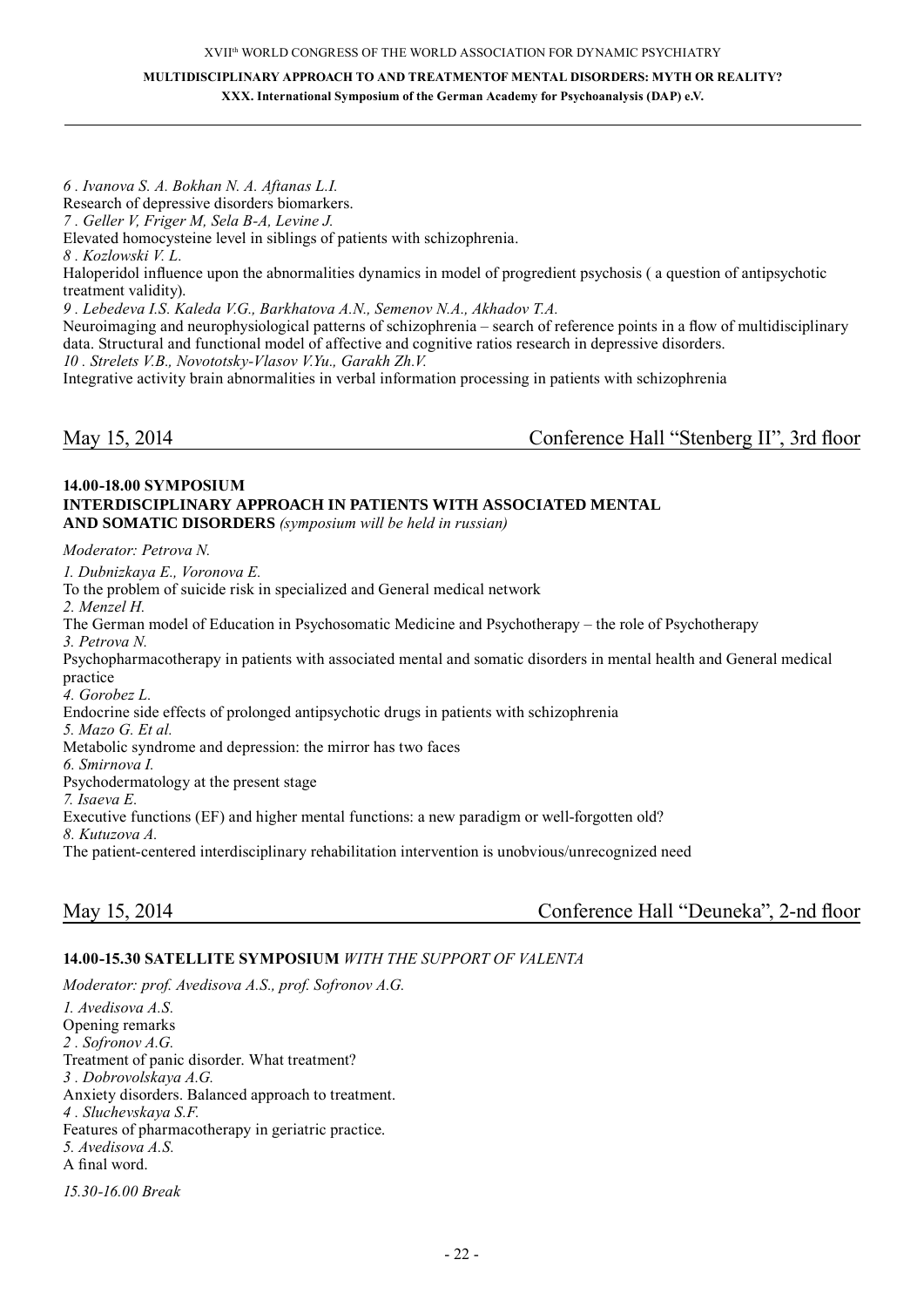*6 . Ivanova S. A. Bokhan N. A. Aftanas L.I.*
Research of depressive disorders biomarkers.
*7 . Geller V, Friger M, Sela B-A, Levine J.*
Elevated homocysteine level in siblings of patients with schizophrenia.
*8 . Kozlowski V. L.*
Haloperidol influence upon the abnormalities dynamics in model of progredient psychosis ( a question of antipsychotic treatment validity).
*9 . Lebedeva I.S. Kaleda V.G., Barkhatova A.N., Semenov N.A., Akhadov T.A.*
Neuroimaging and neurophysiological patterns of schizophrenia – search of reference points in a flow of multidisciplinary data. Structural and functional model of affective and cognitive ratios research in depressive disorders.
*10 . Strelets V.B., Novototsky-Vlasov V.Yu., Garakh Zh.V.*
Integrative activity brain abnormalities in verbal information processing in patients with schizophrenia

## May 15, 2014 — Conference Hall "Stenberg II", 3rd floor

**14.00-18.00 SYMPOSIUM**
**INTERDISCIPLINARY APPROACH IN PATIENTS WITH ASSOCIATED MENTAL AND SOMATIC DISORDERS** *(symposium will be held in russian)*

*Moderator: Petrova N.*

*1. Dubnizkaya E., Voronova E.*
To the problem of suicide risk in specialized and General medical network
*2. Menzel H.*
The German model of Education in Psychosomatic Medicine and Psychotherapy – the role of Psychotherapy
*3. Petrova N.*
Psychopharmacotherapy in patients with associated mental and somatic disorders in mental health and General medical practice
*4. Gorobez L.*
Endocrine side effects of prolonged antipsychotic drugs in patients with schizophrenia
*5. Mazo G. Et al.*
Metabolic syndrome and depression: the mirror has two faces
*6. Smirnova I.*
Psychodermatology at the present stage
*7. Isaeva E.*
Executive functions (EF) and higher mental functions: a new paradigm or well-forgotten old?
*8. Kutuzova A.*
The patient-centered interdisciplinary rehabilitation intervention is unobvious/unrecognized need

## May 15, 2014 — Conference Hall "Deuneka", 2-nd floor

**14.00-15.30 SATELLITE SYMPOSIUM** *WITH THE SUPPORT OF VALENTA*

*Moderator: prof. Avedisova A.S., prof. Sofronov A.G.*

*1. Avedisova A.S.*
Opening remarks
*2 . Sofronov A.G.*
Treatment of panic disorder. What treatment?
*3 . Dobrovolskaya A.G.*
Anxiety disorders. Balanced approach to treatment.
*4 . Sluchevskaya S.F.*
Features of pharmacotherapy in geriatric practice.
*5. Avedisova A.S.*
A final word.

*15.30-16.00 Break*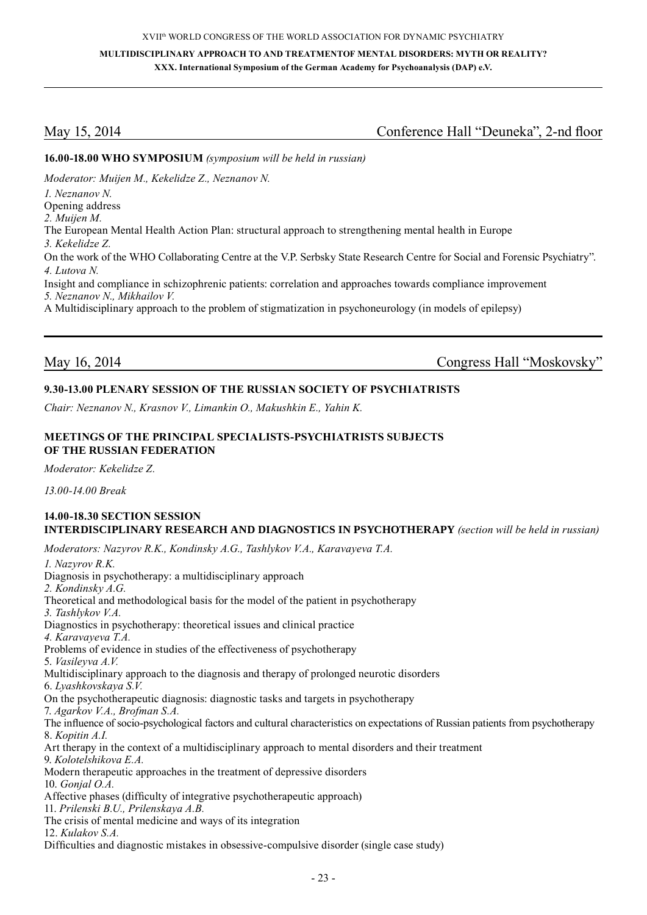## May 15, 2014 — Conference Hall "Deuneka", 2-nd floor

**16.00-18.00 WHO SYMPOSIUM** *(symposium will be held in russian)*

*Moderator: Muijen M., Kekelidze Z., Neznanov N.*

*1. Neznanov N.*
Opening address
*2. Muijen M.*
The European Mental Health Action Plan: structural approach to strengthening mental health in Europe
*3. Kekelidze Z.*
On the work of the WHO Collaborating Centre at the V.P. Serbsky State Research Centre for Social and Forensic Psychiatry".
*4. Lutova N.*
Insight and compliance in schizophrenic patients: correlation and approaches towards compliance improvement
*5. Neznanov N., Mikhailov V.*
A Multidisciplinary approach to the problem of stigmatization in psychoneurology (in models of epilepsy)

## May 16, 2014 — Congress Hall "Moskovsky"

**9.30-13.00 PLENARY SESSION OF THE RUSSIAN SOCIETY OF PSYCHIATRISTS**

*Chair: Neznanov N., Krasnov V., Limankin O., Makushkin E., Yahin K.*

**MEETINGS OF THE PRINCIPAL SPECIALISTS-PSYCHIATRISTS SUBJECTS OF THE RUSSIAN FEDERATION**

*Moderator: Kekelidze Z.*

*13.00-14.00 Break*

**14.00-18.30 SECTION SESSION**
**INTERDISCIPLINARY RESEARCH AND DIAGNOSTICS IN PSYCHOTHERAPY** *(section will be held in russian)*

*Moderators: Nazyrov R.K., Kondinsky A.G., Tashlykov V.A., Karavayeva T.A.*

*1. Nazyrov R.K.*
Diagnosis in psychotherapy: a multidisciplinary approach
*2. Kondinsky A.G.*
Theoretical and methodological basis for the model of the patient in psychotherapy
*3. Tashlykov V.A.*
Diagnostics in psychotherapy: theoretical issues and clinical practice
*4. Karavayeva T.A.*
Problems of evidence in studies of the effectiveness of psychotherapy
5. *Vasileyva A.V.*
Multidisciplinary approach to the diagnosis and therapy of prolonged neurotic disorders
6. *Lyashkovskaya S.V.*
On the psychotherapeutic diagnosis: diagnostic tasks and targets in psychotherapy
7. *Agarkov V.A., Brofman S.A.*
The influence of socio-psychological factors and cultural characteristics on expectations of Russian patients from psychotherapy
8. *Kopitin A.I.*
Art therapy in the context of a multidisciplinary approach to mental disorders and their treatment
9. *Kolotelshikova E.A.*
Modern therapeutic approaches in the treatment of depressive disorders
10. *Gonjal O.A.*
Affective phases (difficulty of integrative psychotherapeutic approach)
11. *Prilenski B.U., Prilenskaya A.B.*
The crisis of mental medicine and ways of its integration
12. *Kulakov S.A.*
Difficulties and diagnostic mistakes in obsessive-compulsive disorder (single case study)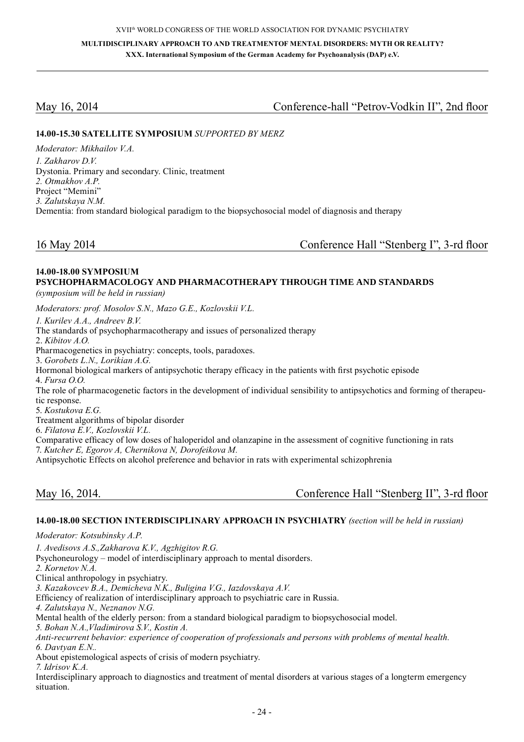## May 16, 2014 — Conference-hall "Petrov-Vodkin II", 2nd floor

**14.00-15.30 SATELLITE SYMPOSIUM** *SUPPORTED BY MERZ*

*Moderator: Mikhailov V.A.*

*1. Zakharov D.V.*
Dystonia. Primary and secondary. Clinic, treatment

*2. Otmakhov A.P.*
Project "Memini"

*3. Zalutskaya N.M.*
Dementia: from standard biological paradigm to the biopsychosocial model of diagnosis and therapy

## 16 May 2014 — Conference Hall "Stenberg I", 3-rd floor

**14.00-18.00 SYMPOSIUM**
**PSYCHOPHARMACOLOGY AND PHARMACOTHERAPY THROUGH TIME AND STANDARDS**
*(symposium will be held in russian)*

*Moderators: prof. Mosolov S.N., Mazo G.E., Kozlovskii V.L.*

*1. Kurilev A.A., Andreev B.V.*
The standards of psychopharmacotherapy and issues of personalized therapy

2. *Kibitov A.O.*
Pharmacogenetics in psychiatry: concepts, tools, paradoxes.

3. *Gorobets L.N., Lorikian A.G.*
Hormonal biological markers of antipsychotic therapy efficacy in the patients with first psychotic episode

4. *Fursa O.O.*
The role of pharmacogenetic factors in the development of individual sensibility to antipsychotics and forming of therapeutic response.

5. *Kostukova E.G.*
Treatment algorithms of bipolar disorder

6. *Filatova E.V., Kozlovskii V.L.*
Comparative efficacy of low doses of haloperidol and olanzapine in the assessment of cognitive functioning in rats

7. *Kutcher E, Egorov A, Chernikova N, Dorofeikova M.*
Antipsychotic Effects on alcohol preference and behavior in rats with experimental schizophrenia

## May 16, 2014. — Conference Hall "Stenberg II", 3-rd floor

**14.00-18.00 SECTION INTERDISCIPLINARY APPROACH IN PSYCHIATRY** *(section will be held in russian)*

*Moderator: Kotsubinsky A.P.*

*1. Avedisovs A.S.,Zakharova K.V., Agzhigitov R.G.*
Psychoneurology – model of interdisciplinary approach to mental disorders.

*2. Kornetov N.A.*
Clinical anthropology in psychiatry.

*3. Kazakovcev B.A., Demicheva N.K., Buligina V.G., Iazdovskaya A.V.*
Efficiency of realization of interdisciplinary approach to psychiatric care in Russia.

*4. Zalutskaya N., Neznanov N.G.*
Mental health of the elderly person: from a standard biological paradigm to biopsychosocial model.

*5. Bohan N.A.,Vladimirova S.V., Kostin A.*
*Anti-recurrent behavior: experience of cooperation of professionals and persons with problems of mental health.*

*6. Davtyan E.N..*
About epistemological aspects of crisis of modern psychiatry.

*7. Idrisov K.A.*
Interdisciplinary approach to diagnostics and treatment of mental disorders at various stages of a longterm emergency situation.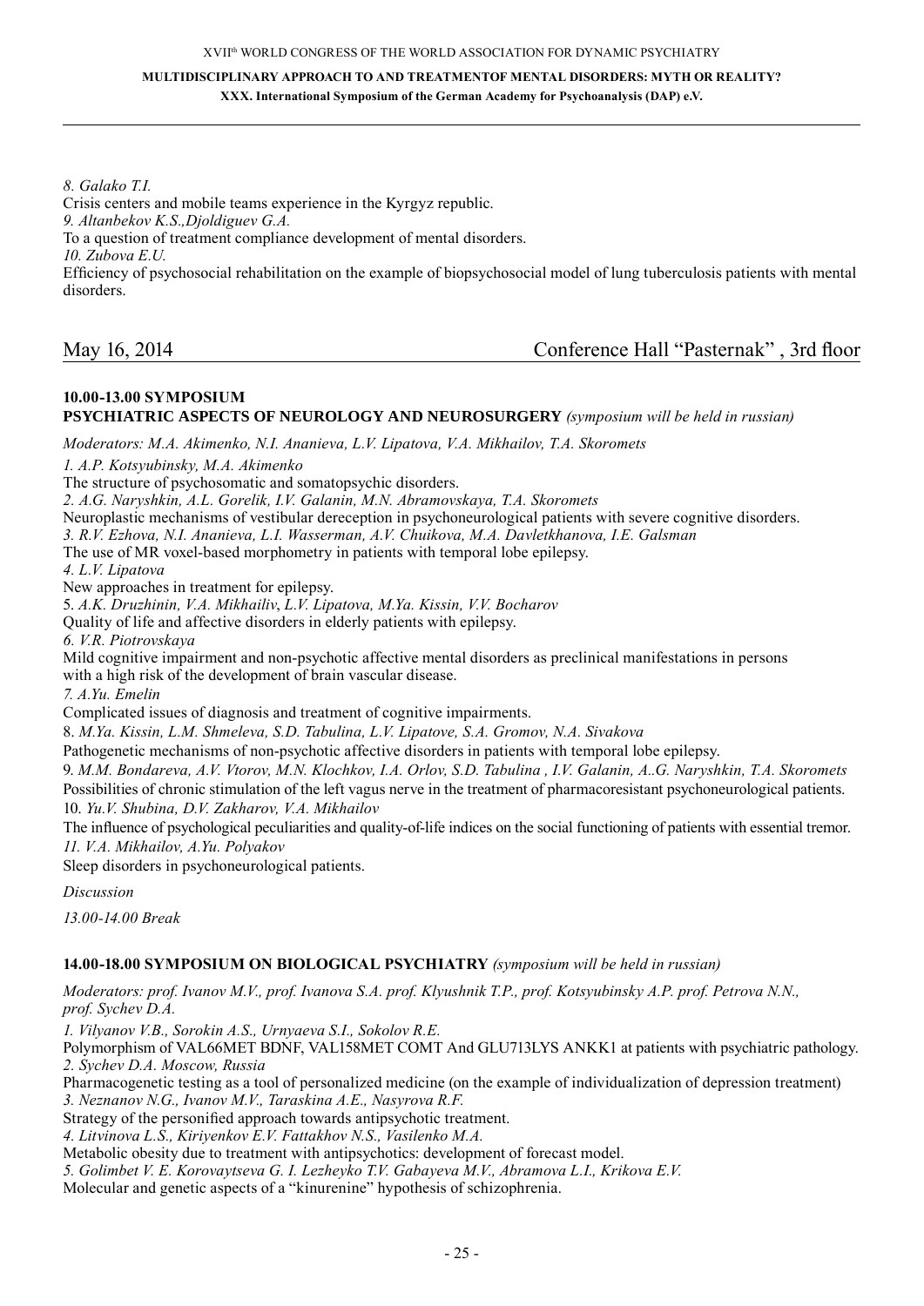*8. Galako T.I.*
Crisis centers and mobile teams experience in the Kyrgyz republic.
*9. Altanbekov K.S.,Djoldiguev G.A.*
To a question of treatment compliance development of mental disorders.
*10. Zubova E.U.*
Efficiency of psychosocial rehabilitation on the example of biopsychosocial model of lung tuberculosis patients with mental disorders.

## May 16, 2014 — Conference Hall "Pasternak" , 3rd floor

### 10.00-13.00 SYMPOSIUM
**PSYCHIATRIC ASPECTS OF NEUROLOGY AND NEUROSURGERY** *(symposium will be held in russian)*

*Moderators: M.A. Akimenko, N.I. Ananieva, L.V. Lipatova, V.A. Mikhailov, T.A. Skoromets*

*1. A.P. Kotsyubinsky, M.A. Akimenko*
The structure of psychosomatic and somatopsychic disorders.
*2. A.G. Naryshkin, A.L. Gorelik, I.V. Galanin, M.N. Abramovskaya, T.A. Skoromets*
Neuroplastic mechanisms of vestibular dereception in psychoneurological patients with severe cognitive disorders.
*3. R.V. Ezhova, N.I. Ananieva, L.I. Wasserman, A.V. Chuikova, M.A. Davletkhanova, I.E. Galsman*
The use of MR voxel-based morphometry in patients with temporal lobe epilepsy.
*4. L.V. Lipatova*
New approaches in treatment for epilepsy.
5. *A.K. Druzhinin, V.A. Mikhailiv*, *L.V. Lipatova, M.Ya. Kissin, V.V. Bocharov*
Quality of life and affective disorders in elderly patients with epilepsy.
*6. V.R. Piotrovskaya*
Mild cognitive impairment and non-psychotic affective mental disorders as preclinical manifestations in persons with a high risk of the development of brain vascular disease.
*7. A.Yu. Emelin*
Complicated issues of diagnosis and treatment of cognitive impairments.
8. *M.Ya. Kissin, L.M. Shmeleva, S.D. Tabulina, L.V. Lipatove, S.A. Gromov, N.A. Sivakova*
Pathogenetic mechanisms of non-psychotic affective disorders in patients with temporal lobe epilepsy.
9. *M.M. Bondareva, A.V. Vtorov, M.N. Klochkov, I.A. Orlov, S.D. Tabulina , I.V. Galanin, A..G. Naryshkin, T.A. Skoromets*
Possibilities of chronic stimulation of the left vagus nerve in the treatment of pharmacoresistant psychoneurological patients.
10. *Yu.V. Shubina, D.V. Zakharov, V.A. Mikhailov*
The influence of psychological peculiarities and quality-of-life indices on the social functioning of patients with essential tremor.
*11. V.A. Mikhailov, A.Yu. Polyakov*
Sleep disorders in psychoneurological patients.

*Discussion*

*13.00-14.00 Break*

### 14.00-18.00 SYMPOSIUM ON BIOLOGICAL PSYCHIATRY *(symposium will be held in russian)*

*Moderators: prof. Ivanov M.V., prof. Ivanova S.A. prof. Klyushnik T.P., prof. Kotsyubinsky A.P. prof. Petrova N.N., prof. Sychev D.A.*

*1. Vilyanov V.B., Sorokin A.S., Urnyaeva S.I., Sokolov R.E.*
Polymorphism of VAL66MET BDNF, VAL158MET COMT And GLU713LYS ANKK1 at patients with psychiatric pathology.
*2. Sychev D.A. Moscow, Russia*
Pharmacogenetic testing as a tool of personalized medicine (on the example of individualization of depression treatment)
*3. Neznanov N.G., Ivanov M.V., Taraskina A.E., Nasyrova R.F.*
Strategy of the personified approach towards antipsychotic treatment.
*4. Litvinova L.S., Kiriyenkov E.V. Fattakhov N.S., Vasilenko M.A.*
Metabolic obesity due to treatment with antipsychotics: development of forecast model.
*5. Golimbet V. E. Korovaytseva G. I. Lezheyko T.V. Gabayeva M.V., Abramova L.I., Krikova E.V.*
Molecular and genetic aspects of a "kinurenine" hypothesis of schizophrenia.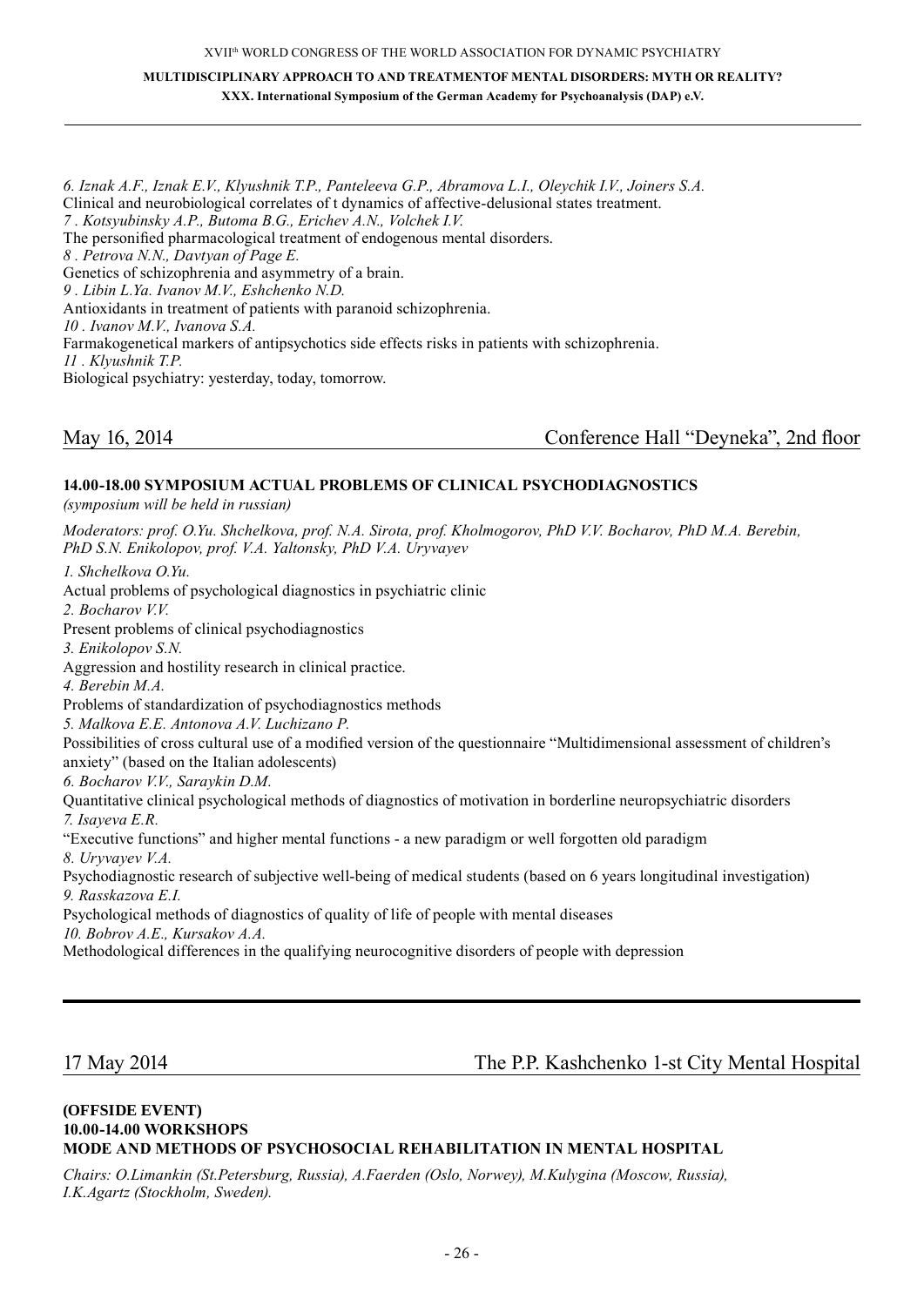*6. Iznak A.F., Iznak E.V., Klyushnik T.P., Panteleeva G.P., Abramova L.I., Oleychik I.V., Joiners S.A.*
Clinical and neurobiological correlates of t dynamics of affective-delusional states treatment.
*7 . Kotsyubinsky A.P., Butoma B.G., Erichev A.N., Volchek I.V.*
The personified pharmacological treatment of endogenous mental disorders.
*8 . Petrova N.N., Davtyan of Page E.*
Genetics of schizophrenia and asymmetry of a brain.
*9 . Libin L.Ya. Ivanov M.V., Eshchenko N.D.*
Antioxidants in treatment of patients with paranoid schizophrenia.
*10 . Ivanov M.V., Ivanova S.A.*
Farmakogenetical markers of antipsychotics side effects risks in patients with schizophrenia.
*11 . Klyushnik T.P.*
Biological psychiatry: yesterday, today, tomorrow.

## May 16, 2014 — Conference Hall "Deyneka", 2nd floor

**14.00-18.00 SYMPOSIUM ACTUAL PROBLEMS OF CLINICAL PSYCHODIAGNOSTICS**
*(symposium will be held in russian)*

*Moderators: prof. O.Yu. Shchelkova, prof. N.A. Sirota, prof. Kholmogorov, PhD V.V. Bocharov, PhD M.A. Berebin, PhD S.N. Enikolopov, prof. V.A. Yaltonsky, PhD V.A. Uryvayev*

*1. Shchelkova O.Yu.*
Actual problems of psychological diagnostics in psychiatric clinic
*2. Bocharov V.V.*
Present problems of clinical psychodiagnostics
*3. Enikolopov S.N.*
Aggression and hostility research in clinical practice.
*4. Berebin M.A.*
Problems of standardization of psychodiagnostics methods
*5. Malkova E.E. Antonova A.V. Luchizano P.*
Possibilities of cross cultural use of a modified version of the questionnaire "Multidimensional assessment of children's anxiety" (based on the Italian adolescents)
*6. Bocharov V.V., Saraykin D.M.*
Quantitative clinical psychological methods of diagnostics of motivation in borderline neuropsychiatric disorders
*7. Isayeva E.R.*
"Executive functions" and higher mental functions - a new paradigm or well forgotten old paradigm
*8. Uryvayev V.A.*
Psychodiagnostic research of subjective well-being of medical students (based on 6 years longitudinal investigation)
*9. Rasskazova E.I.*
Psychological methods of diagnostics of quality of life of people with mental diseases
*10. Bobrov A.E., Kursakov A.A.*
Methodological differences in the qualifying neurocognitive disorders of people with depression

## 17 May 2014 — The P.P. Kashchenko 1-st City Mental Hospital

**(OFFSIDE EVENT)**
**10.00-14.00 WORKSHOPS**
**MODE AND METHODS OF PSYCHOSOCIAL REHABILITATION IN MENTAL HOSPITAL**

*Chairs: O.Limankin (St.Petersburg, Russia), A.Faerden (Oslo, Norwey), M.Kulygina (Moscow, Russia), I.K.Agartz (Stockholm, Sweden).*